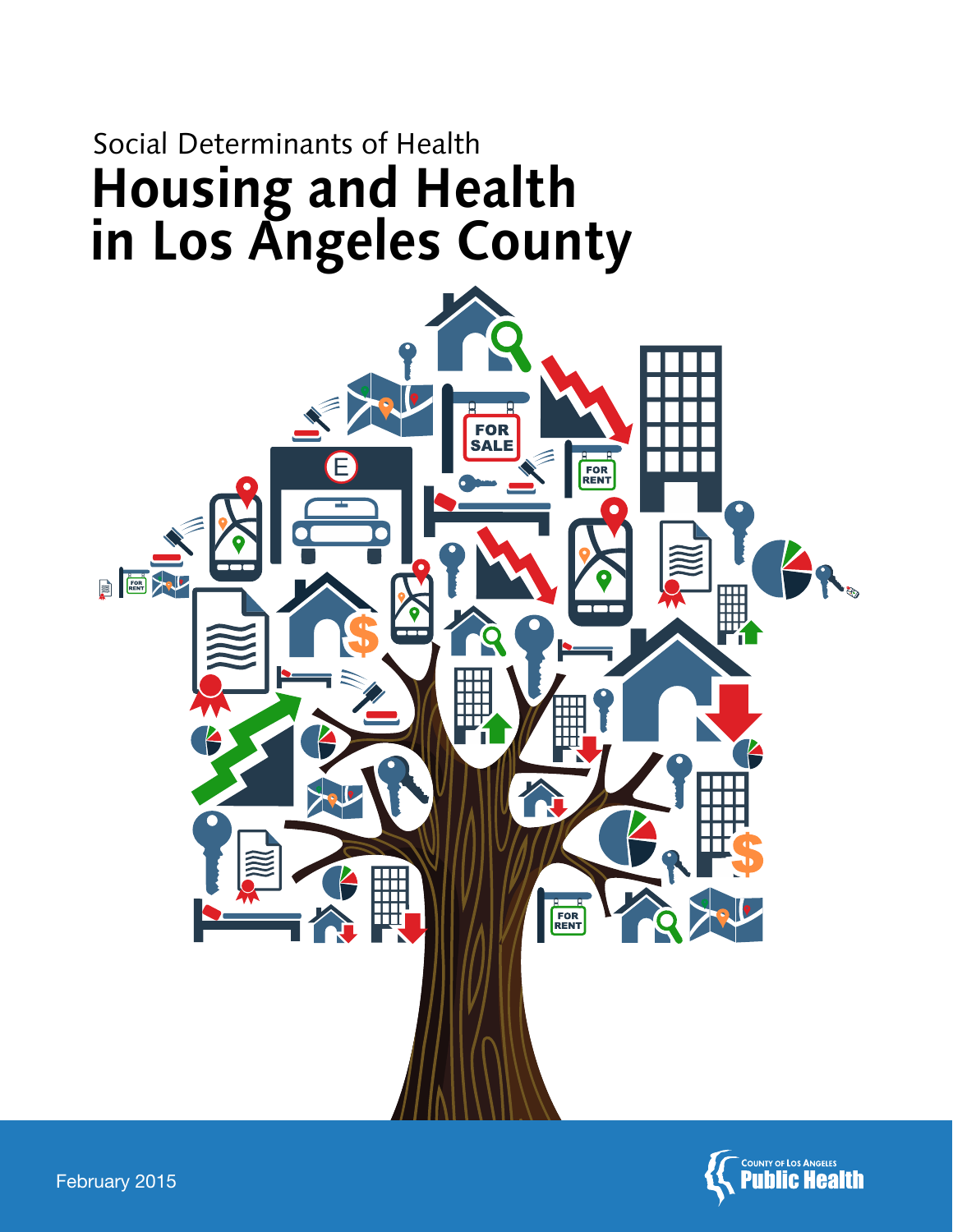Social Determinants of Health

# Housing and Health in Los Angeles County

February 2015

County of Los Angeles Public Health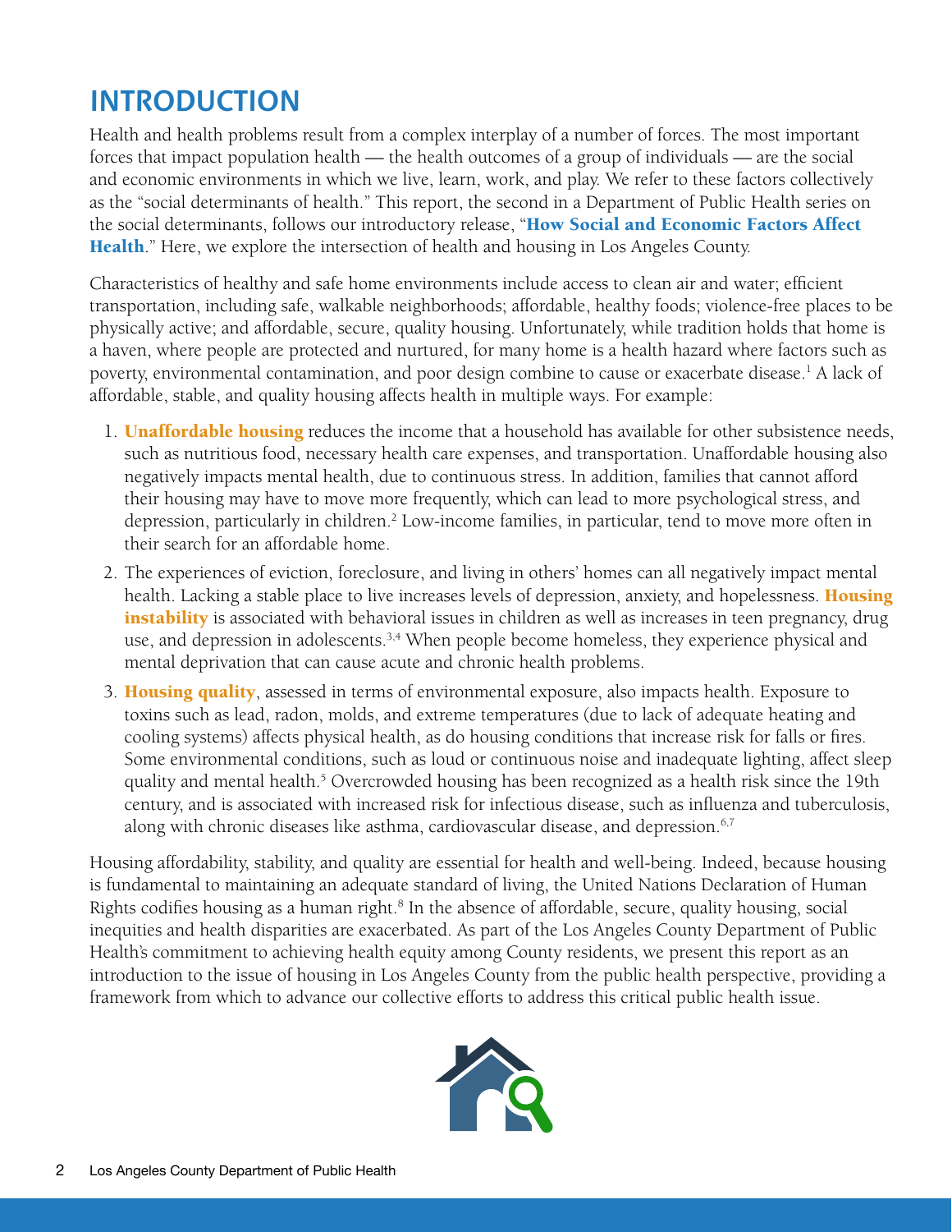# INTRODUCTION

Health and health problems result from a complex interplay of a number of forces. The most important forces that impact population health — the health outcomes of a group of individuals — are the social and economic environments in which we live, learn, work, and play. We refer to these factors collectively as the "social determinants of health." This report, the second in a Department of Public Health series on the social determinants, follows our introductory release, "**How Social and Economic Factors Affect Health**." Here, we explore the intersection of health and housing in Los Angeles County.

Characteristics of healthy and safe home environments include access to clean air and water; efficient transportation, including safe, walkable neighborhoods; affordable, healthy foods; violence-free places to be physically active; and affordable, secure, quality housing. Unfortunately, while tradition holds that home is a haven, where people are protected and nurtured, for many home is a health hazard where factors such as poverty, environmental contamination, and poor design combine to cause or exacerbate disease.[1] A lack of affordable, stable, and quality housing affects health in multiple ways. For example:

1. **Unaffordable housing** reduces the income that a household has available for other subsistence needs, such as nutritious food, necessary health care expenses, and transportation. Unaffordable housing also negatively impacts mental health, due to continuous stress. In addition, families that cannot afford their housing may have to move more frequently, which can lead to more psychological stress, and depression, particularly in children.[2] Low-income families, in particular, tend to move more often in their search for an affordable home.
2. The experiences of eviction, foreclosure, and living in others' homes can all negatively impact mental health. Lacking a stable place to live increases levels of depression, anxiety, and hopelessness. **Housing instability** is associated with behavioral issues in children as well as increases in teen pregnancy, drug use, and depression in adolescents.[3,4] When people become homeless, they experience physical and mental deprivation that can cause acute and chronic health problems.
3. **Housing quality**, assessed in terms of environmental exposure, also impacts health. Exposure to toxins such as lead, radon, molds, and extreme temperatures (due to lack of adequate heating and cooling systems) affects physical health, as do housing conditions that increase risk for falls or fires. Some environmental conditions, such as loud or continuous noise and inadequate lighting, affect sleep quality and mental health.[5] Overcrowded housing has been recognized as a health risk since the 19th century, and is associated with increased risk for infectious disease, such as influenza and tuberculosis, along with chronic diseases like asthma, cardiovascular disease, and depression.[6,7]

Housing affordability, stability, and quality are essential for health and well-being. Indeed, because housing is fundamental to maintaining an adequate standard of living, the United Nations Declaration of Human Rights codifies housing as a human right.[8] In the absence of affordable, secure, quality housing, social inequities and health disparities are exacerbated. As part of the Los Angeles County Department of Public Health's commitment to achieving health equity among County residents, we present this report as an introduction to the issue of housing in Los Angeles County from the public health perspective, providing a framework from which to advance our collective efforts to address this critical public health issue.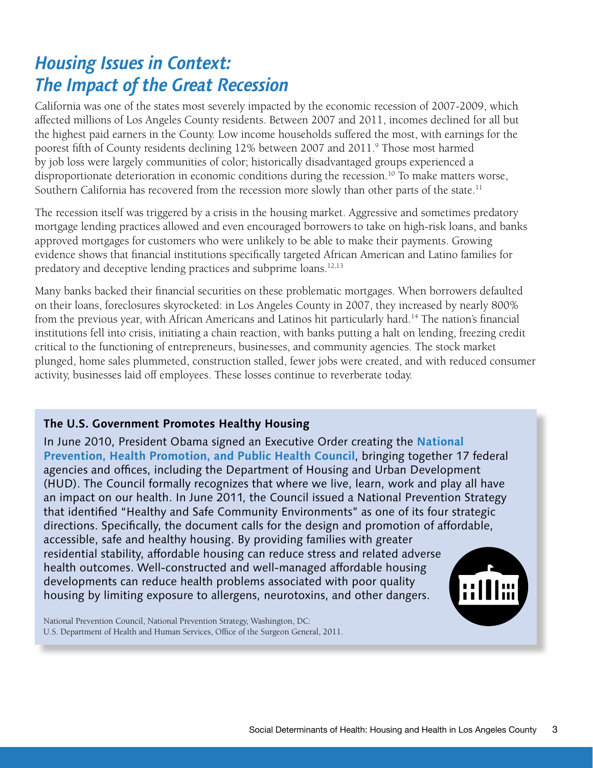## *Housing Issues in Context: The Impact of the Great Recession*

California was one of the states most severely impacted by the economic recession of 2007-2009, which affected millions of Los Angeles County residents. Between 2007 and 2011, incomes declined for all but the highest paid earners in the County. Low income households suffered the most, with earnings for the poorest fifth of County residents declining 12% between 2007 and 2011.[9] Those most harmed by job loss were largely communities of color; historically disadvantaged groups experienced a disproportionate deterioration in economic conditions during the recession.[10] To make matters worse, Southern California has recovered from the recession more slowly than other parts of the state.[11]

The recession itself was triggered by a crisis in the housing market. Aggressive and sometimes predatory mortgage lending practices allowed and even encouraged borrowers to take on high-risk loans, and banks approved mortgages for customers who were unlikely to be able to make their payments. Growing evidence shows that financial institutions specifically targeted African American and Latino families for predatory and deceptive lending practices and subprime loans.[12,13]

Many banks backed their financial securities on these problematic mortgages. When borrowers defaulted on their loans, foreclosures skyrocketed: in Los Angeles County in 2007, they increased by nearly 800% from the previous year, with African Americans and Latinos hit particularly hard.[14] The nation's financial institutions fell into crisis, initiating a chain reaction, with banks putting a halt on lending, freezing credit critical to the functioning of entrepreneurs, businesses, and community agencies. The stock market plunged, home sales plummeted, construction stalled, fewer jobs were created, and with reduced consumer activity, businesses laid off employees. These losses continue to reverberate today.

**The U.S. Government Promotes Healthy Housing**

In June 2010, President Obama signed an Executive Order creating the **National Prevention, Health Promotion, and Public Health Council**, bringing together 17 federal agencies and offices, including the Department of Housing and Urban Development (HUD). The Council formally recognizes that where we live, learn, work and play all have an impact on our health. In June 2011, the Council issued a National Prevention Strategy that identified "Healthy and Safe Community Environments" as one of its four strategic directions. Specifically, the document calls for the design and promotion of affordable, accessible, safe and healthy housing. By providing families with greater residential stability, affordable housing can reduce stress and related adverse health outcomes. Well-constructed and well-managed affordable housing developments can reduce health problems associated with poor quality housing by limiting exposure to allergens, neurotoxins, and other dangers.

National Prevention Council, National Prevention Strategy, Washington, DC: U.S. Department of Health and Human Services, Office of the Surgeon General, 2011.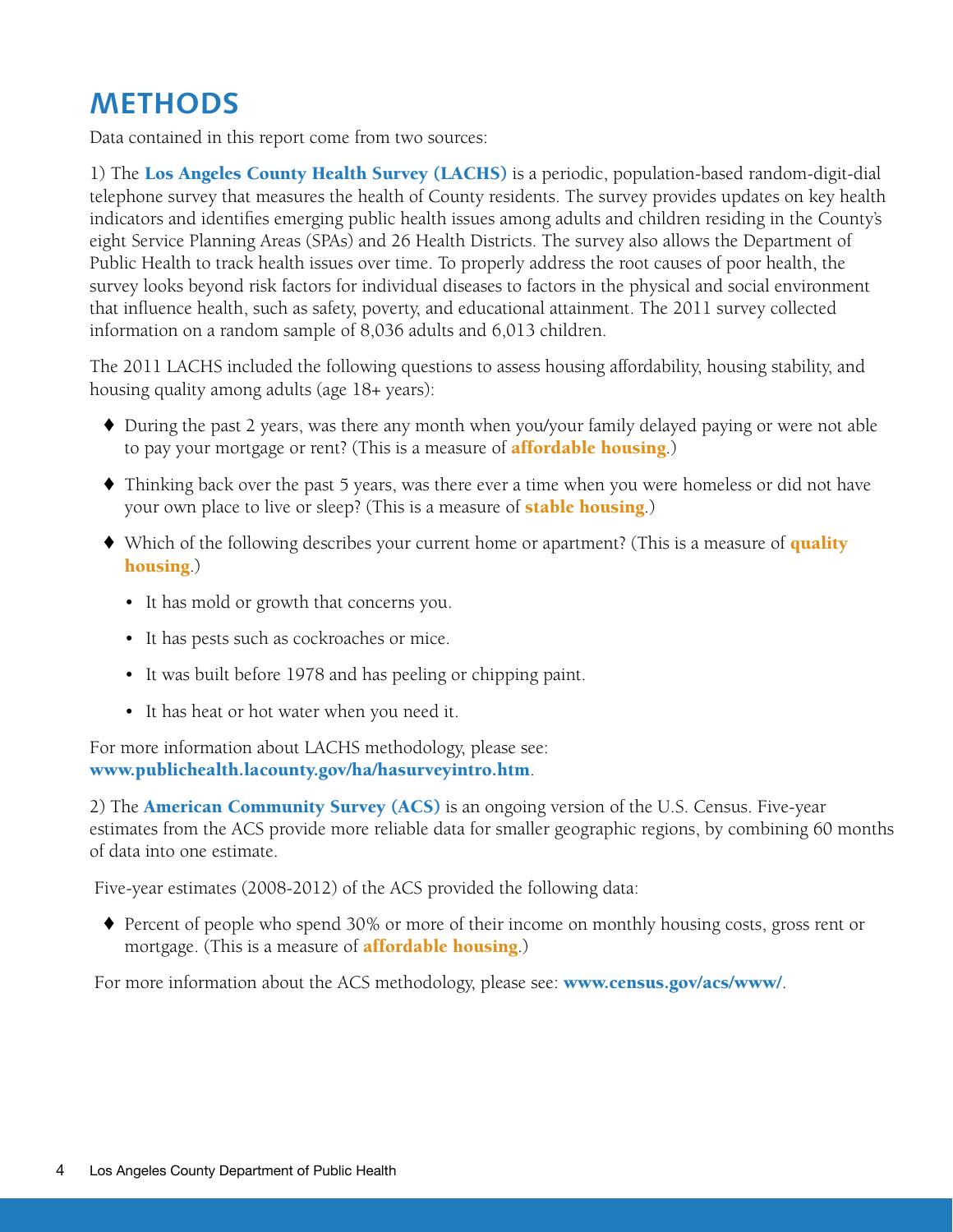# METHODS

Data contained in this report come from two sources:

1) The **Los Angeles County Health Survey (LACHS)** is a periodic, population-based random-digit-dial telephone survey that measures the health of County residents. The survey provides updates on key health indicators and identifies emerging public health issues among adults and children residing in the County's eight Service Planning Areas (SPAs) and 26 Health Districts. The survey also allows the Department of Public Health to track health issues over time. To properly address the root causes of poor health, the survey looks beyond risk factors for individual diseases to factors in the physical and social environment that influence health, such as safety, poverty, and educational attainment. The 2011 survey collected information on a random sample of 8,036 adults and 6,013 children.

The 2011 LACHS included the following questions to assess housing affordability, housing stability, and housing quality among adults (age 18+ years):

- During the past 2 years, was there any month when you/your family delayed paying or were not able to pay your mortgage or rent? (This is a measure of **affordable housing**.)
- Thinking back over the past 5 years, was there ever a time when you were homeless or did not have your own place to live or sleep? (This is a measure of **stable housing**.)
- Which of the following describes your current home or apartment? (This is a measure of **quality housing**.)
  - It has mold or growth that concerns you.
  - It has pests such as cockroaches or mice.
  - It was built before 1978 and has peeling or chipping paint.
  - It has heat or hot water when you need it.

For more information about LACHS methodology, please see: **www.publichealth.lacounty.gov/ha/hasurveyintro.htm**.

2) The **American Community Survey (ACS)** is an ongoing version of the U.S. Census. Five-year estimates from the ACS provide more reliable data for smaller geographic regions, by combining 60 months of data into one estimate.

Five-year estimates (2008-2012) of the ACS provided the following data:

- Percent of people who spend 30% or more of their income on monthly housing costs, gross rent or mortgage. (This is a measure of **affordable housing**.)

For more information about the ACS methodology, please see: **www.census.gov/acs/www/**.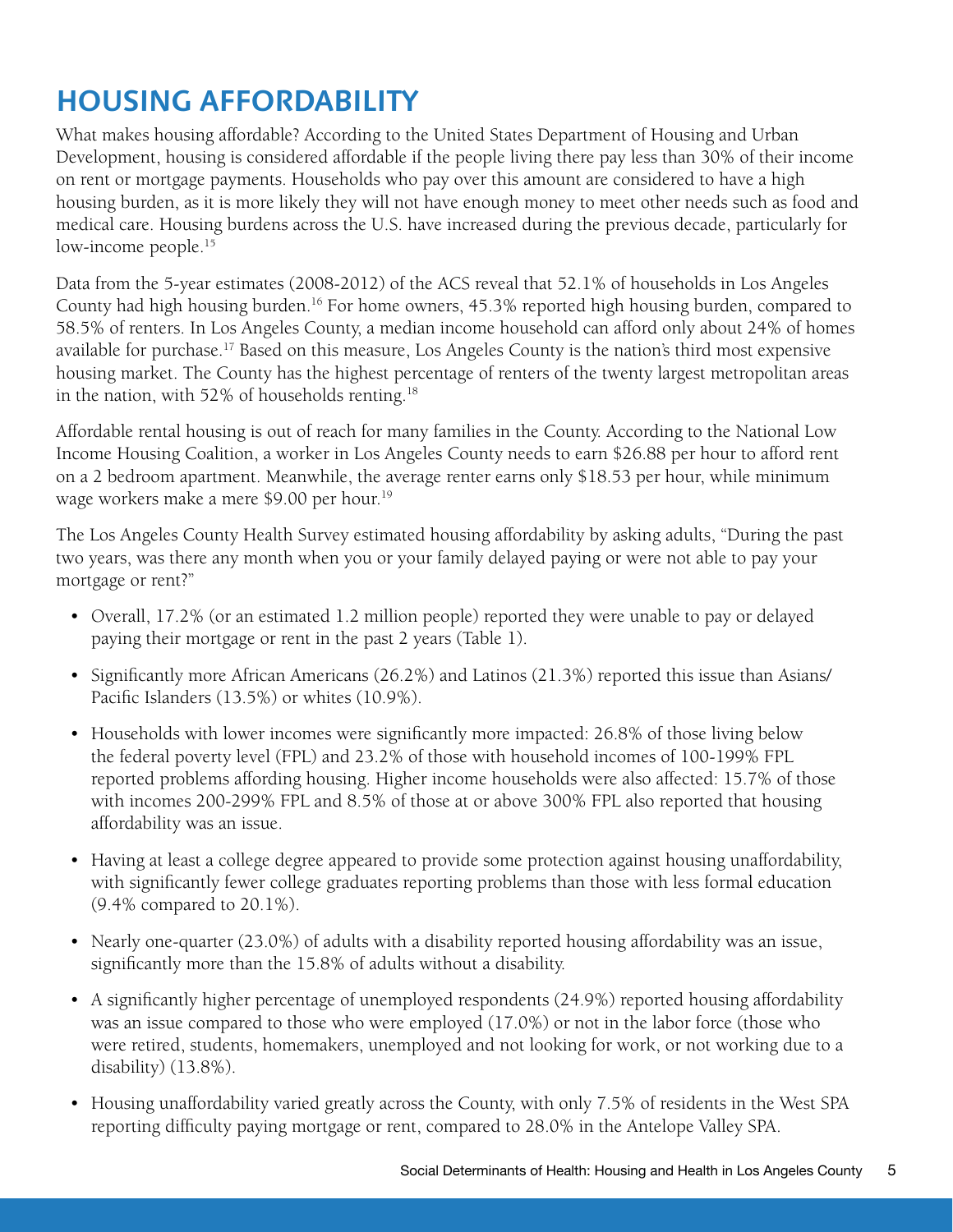# HOUSING AFFORDABILITY

What makes housing affordable? According to the United States Department of Housing and Urban Development, housing is considered affordable if the people living there pay less than 30% of their income on rent or mortgage payments. Households who pay over this amount are considered to have a high housing burden, as it is more likely they will not have enough money to meet other needs such as food and medical care. Housing burdens across the U.S. have increased during the previous decade, particularly for low-income people.[15]

Data from the 5-year estimates (2008-2012) of the ACS reveal that 52.1% of households in Los Angeles County had high housing burden.[16] For home owners, 45.3% reported high housing burden, compared to 58.5% of renters. In Los Angeles County, a median income household can afford only about 24% of homes available for purchase.[17] Based on this measure, Los Angeles County is the nation's third most expensive housing market. The County has the highest percentage of renters of the twenty largest metropolitan areas in the nation, with 52% of households renting.[18]

Affordable rental housing is out of reach for many families in the County. According to the National Low Income Housing Coalition, a worker in Los Angeles County needs to earn $26.88 per hour to afford rent on a 2 bedroom apartment. Meanwhile, the average renter earns only $18.53 per hour, while minimum wage workers make a mere $9.00 per hour.[19]

The Los Angeles County Health Survey estimated housing affordability by asking adults, "During the past two years, was there any month when you or your family delayed paying or were not able to pay your mortgage or rent?"

- Overall, 17.2% (or an estimated 1.2 million people) reported they were unable to pay or delayed paying their mortgage or rent in the past 2 years (Table 1).
- Significantly more African Americans (26.2%) and Latinos (21.3%) reported this issue than Asians/Pacific Islanders (13.5%) or whites (10.9%).
- Households with lower incomes were significantly more impacted: 26.8% of those living below the federal poverty level (FPL) and 23.2% of those with household incomes of 100-199% FPL reported problems affording housing. Higher income households were also affected: 15.7% of those with incomes 200-299% FPL and 8.5% of those at or above 300% FPL also reported that housing affordability was an issue.
- Having at least a college degree appeared to provide some protection against housing unaffordability, with significantly fewer college graduates reporting problems than those with less formal education (9.4% compared to 20.1%).
- Nearly one-quarter (23.0%) of adults with a disability reported housing affordability was an issue, significantly more than the 15.8% of adults without a disability.
- A significantly higher percentage of unemployed respondents (24.9%) reported housing affordability was an issue compared to those who were employed (17.0%) or not in the labor force (those who were retired, students, homemakers, unemployed and not looking for work, or not working due to a disability) (13.8%).
- Housing unaffordability varied greatly across the County, with only 7.5% of residents in the West SPA reporting difficulty paying mortgage or rent, compared to 28.0% in the Antelope Valley SPA.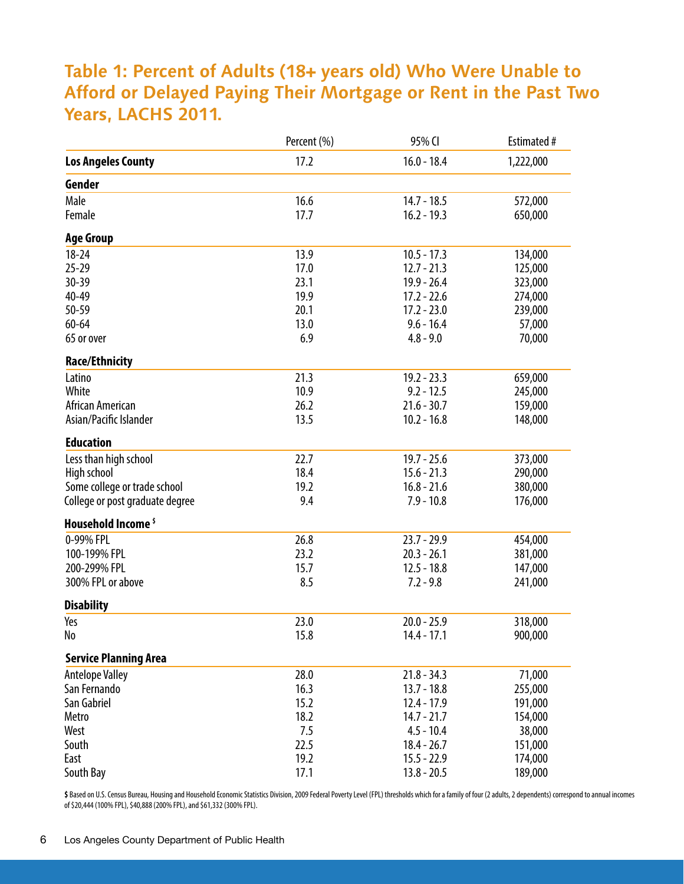## Table 1: Percent of Adults (18+ years old) Who Were Unable to Afford or Delayed Paying Their Mortgage or Rent in the Past Two Years, LACHS 2011.

| | Percent (%) | 95% CI | Estimated # |
|---|---|---|---|
| **Los Angeles County** | 17.2 | 16.0 - 18.4 | 1,222,000 |
| **Gender** | | | |
| Male | 16.6 | 14.7 - 18.5 | 572,000 |
| Female | 17.7 | 16.2 - 19.3 | 650,000 |
| **Age Group** | | | |
| 18-24 | 13.9 | 10.5 - 17.3 | 134,000 |
| 25-29 | 17.0 | 12.7 - 21.3 | 125,000 |
| 30-39 | 23.1 | 19.9 - 26.4 | 323,000 |
| 40-49 | 19.9 | 17.2 - 22.6 | 274,000 |
| 50-59 | 20.1 | 17.2 - 23.0 | 239,000 |
| 60-64 | 13.0 | 9.6 - 16.4 | 57,000 |
| 65 or over | 6.9 | 4.8 - 9.0 | 70,000 |
| **Race/Ethnicity** | | | |
| Latino | 21.3 | 19.2 - 23.3 | 659,000 |
| White | 10.9 | 9.2 - 12.5 | 245,000 |
| African American | 26.2 | 21.6 - 30.7 | 159,000 |
| Asian/Pacific Islander | 13.5 | 10.2 - 16.8 | 148,000 |
| **Education** | | | |
| Less than high school | 22.7 | 19.7 - 25.6 | 373,000 |
| High school | 18.4 | 15.6 - 21.3 | 290,000 |
| Some college or trade school | 19.2 | 16.8 - 21.6 | 380,000 |
| College or post graduate degree | 9.4 | 7.9 - 10.8 | 176,000 |
| **Household Income $** | | | |
| 0-99% FPL | 26.8 | 23.7 - 29.9 | 454,000 |
| 100-199% FPL | 23.2 | 20.3 - 26.1 | 381,000 |
| 200-299% FPL | 15.7 | 12.5 - 18.8 | 147,000 |
| 300% FPL or above | 8.5 | 7.2 - 9.8 | 241,000 |
| **Disability** | | | |
| Yes | 23.0 | 20.0 - 25.9 | 318,000 |
| No | 15.8 | 14.4 - 17.1 | 900,000 |
| **Service Planning Area** | | | |
| Antelope Valley | 28.0 | 21.8 - 34.3 | 71,000 |
| San Fernando | 16.3 | 13.7 - 18.8 | 255,000 |
| San Gabriel | 15.2 | 12.4 - 17.9 | 191,000 |
| Metro | 18.2 | 14.7 - 21.7 | 154,000 |
| West | 7.5 | 4.5 - 10.4 | 38,000 |
| South | 22.5 | 18.4 - 26.7 | 151,000 |
| East | 19.2 | 15.5 - 22.9 | 174,000 |
| South Bay | 17.1 | 13.8 - 20.5 | 189,000 |

**$** Based on U.S. Census Bureau, Housing and Household Economic Statistics Division, 2009 Federal Poverty Level (FPL) thresholds which for a family of four (2 adults, 2 dependents) correspond to annual incomes of $20,444 (100% FPL), $40,888 (200% FPL), and $61,332 (300% FPL).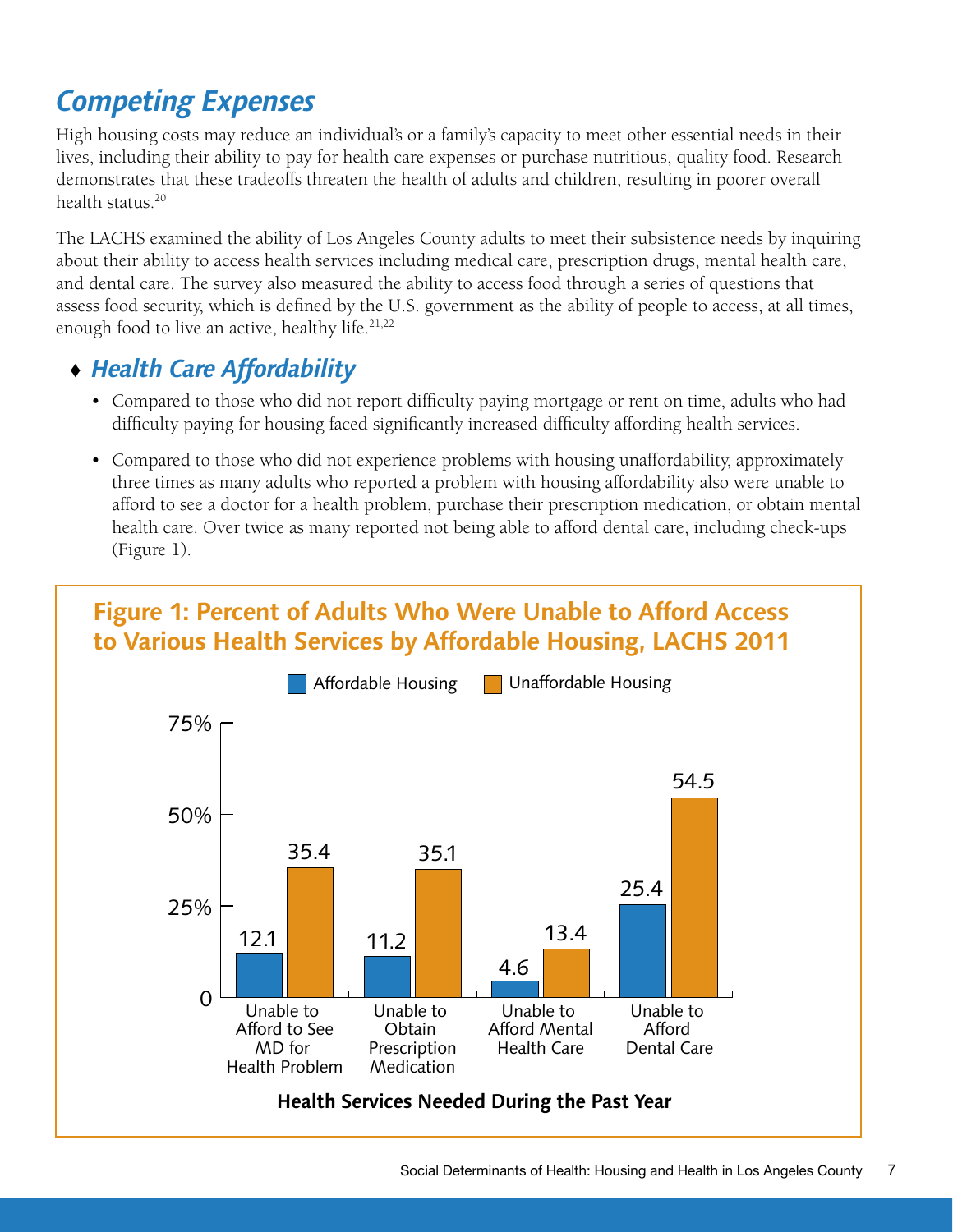## *Competing Expenses*

High housing costs may reduce an individual's or a family's capacity to meet other essential needs in their lives, including their ability to pay for health care expenses or purchase nutritious, quality food. Research demonstrates that these tradeoffs threaten the health of adults and children, resulting in poorer overall health status.[20]

The LACHS examined the ability of Los Angeles County adults to meet their subsistence needs by inquiring about their ability to access health services including medical care, prescription drugs, mental health care, and dental care. The survey also measured the ability to access food through a series of questions that assess food security, which is defined by the U.S. government as the ability of people to access, at all times, enough food to live an active, healthy life.[21,22]

### ♦ *Health Care Affordability*

- Compared to those who did not report difficulty paying mortgage or rent on time, adults who had difficulty paying for housing faced significantly increased difficulty affording health services.
- Compared to those who did not experience problems with housing unaffordability, approximately three times as many adults who reported a problem with housing affordability also were unable to afford to see a doctor for a health problem, purchase their prescription medication, or obtain mental health care. Over twice as many reported not being able to afford dental care, including check-ups (Figure 1).

**Figure 1: Percent of Adults Who Were Unable to Afford Access to Various Health Services by Affordable Housing, LACHS 2011**

| Health Services Needed During the Past Year | Affordable Housing | Unaffordable Housing |
|---|---|---|
| Unable to Afford to See MD for Health Problem | 12.1 | 35.4 |
| Unable to Obtain Prescription Medication | 11.2 | 35.1 |
| Unable to Afford Mental Health Care | 4.6 | 13.4 |
| Unable to Afford Dental Care | 25.4 | 54.5 |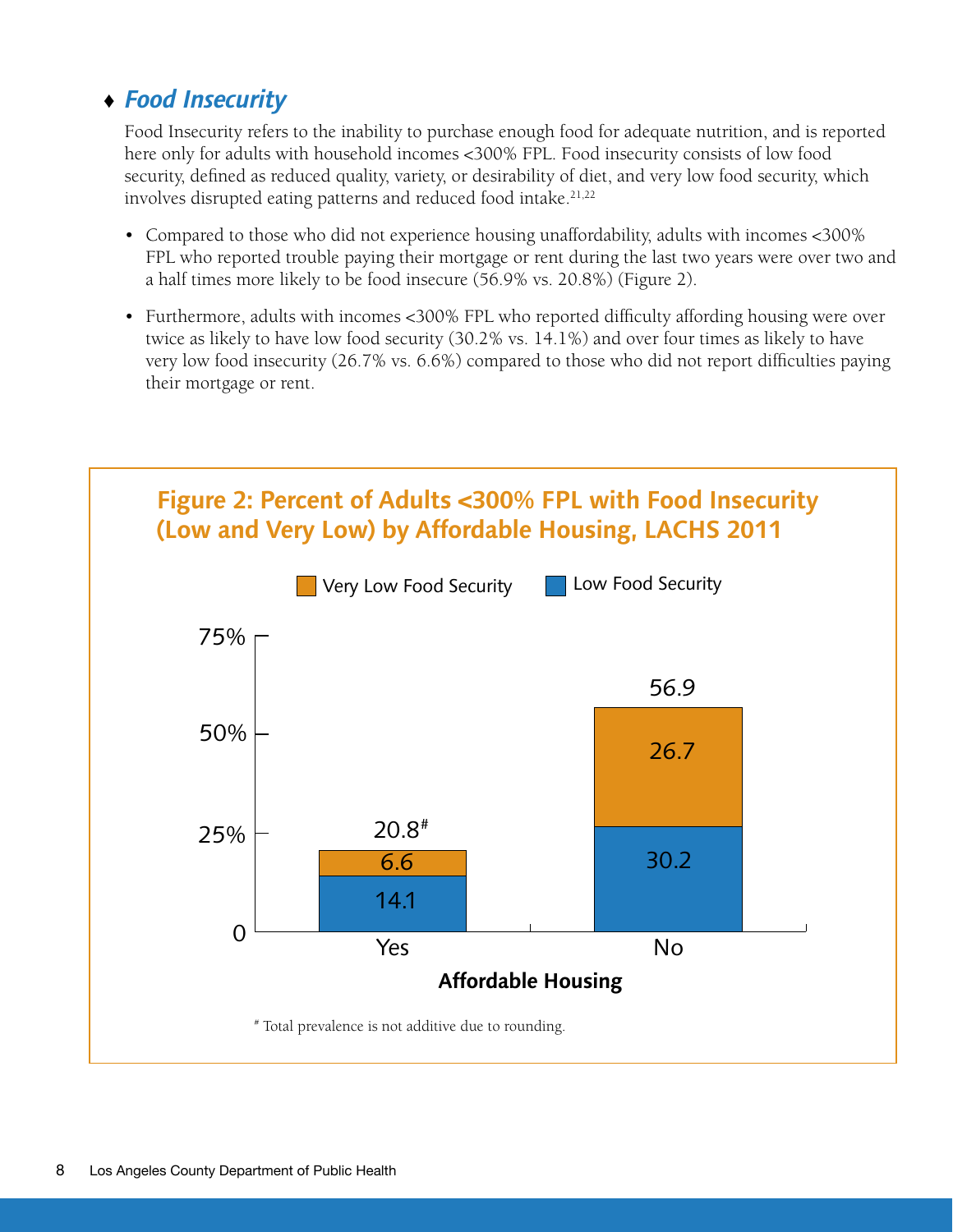## ♦ *Food Insecurity*

Food Insecurity refers to the inability to purchase enough food for adequate nutrition, and is reported here only for adults with household incomes <300% FPL. Food insecurity consists of low food security, defined as reduced quality, variety, or desirability of diet, and very low food security, which involves disrupted eating patterns and reduced food intake.[21,22]

- Compared to those who did not experience housing unaffordability, adults with incomes <300% FPL who reported trouble paying their mortgage or rent during the last two years were over two and a half times more likely to be food insecure (56.9% vs. 20.8%) (Figure 2).
- Furthermore, adults with incomes <300% FPL who reported difficulty affording housing were over twice as likely to have low food security (30.2% vs. 14.1%) and over four times as likely to have very low food insecurity (26.7% vs. 6.6%) compared to those who did not report difficulties paying their mortgage or rent.

**Figure 2: Percent of Adults <300% FPL with Food Insecurity (Low and Very Low) by Affordable Housing, LACHS 2011**

| Affordable Housing | Low Food Security | Very Low Food Security | Total |
|---|---|---|---|
| Yes | 14.1 | 6.6 | 20.8# |
| No | 30.2 | 26.7 | 56.9 |

# Total prevalence is not additive due to rounding.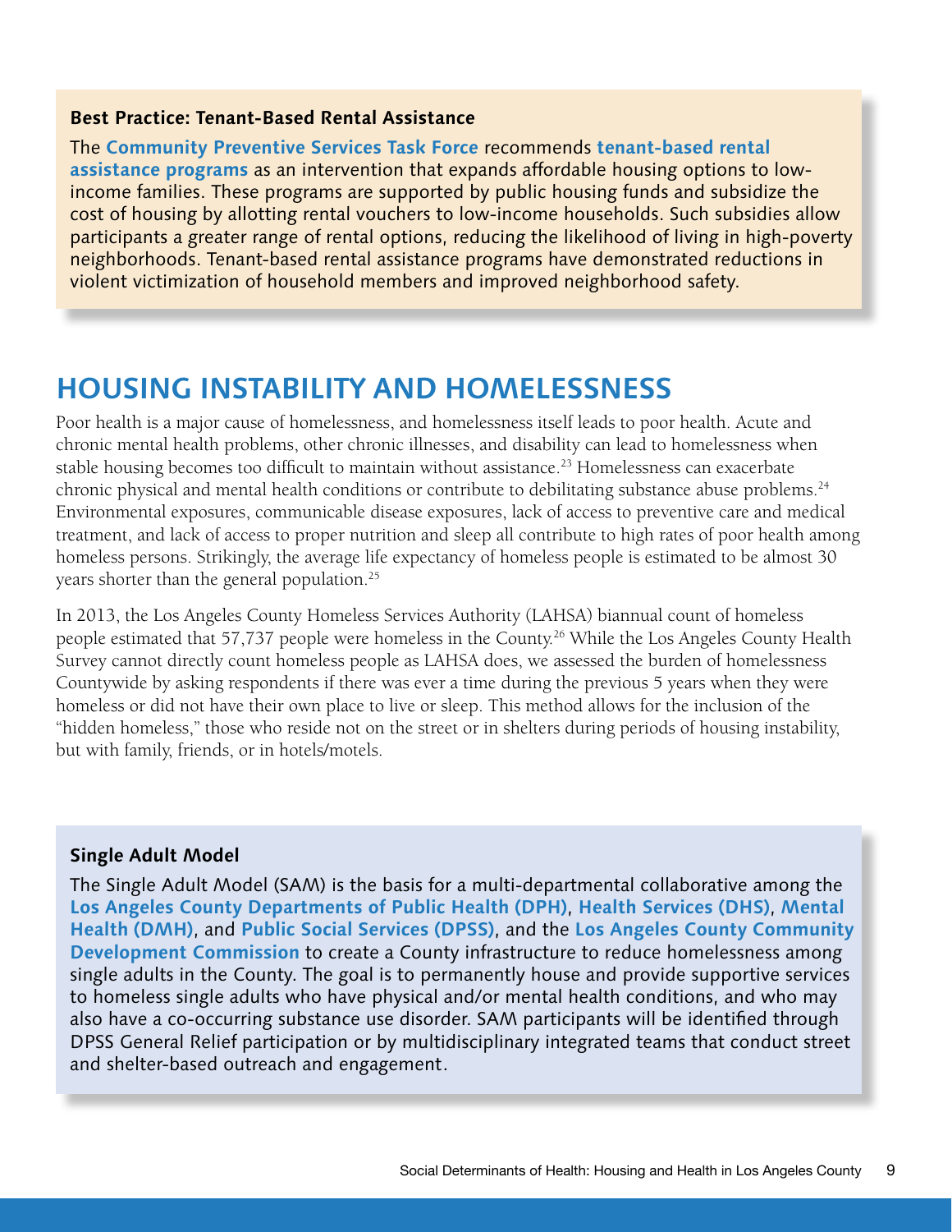**Best Practice: Tenant-Based Rental Assistance**

The **Community Preventive Services Task Force** recommends **tenant-based rental assistance programs** as an intervention that expands affordable housing options to low-income families. These programs are supported by public housing funds and subsidize the cost of housing by allotting rental vouchers to low-income households. Such subsidies allow participants a greater range of rental options, reducing the likelihood of living in high-poverty neighborhoods. Tenant-based rental assistance programs have demonstrated reductions in violent victimization of household members and improved neighborhood safety.

## HOUSING INSTABILITY AND HOMELESSNESS

Poor health is a major cause of homelessness, and homelessness itself leads to poor health. Acute and chronic mental health problems, other chronic illnesses, and disability can lead to homelessness when stable housing becomes too difficult to maintain without assistance.[23] Homelessness can exacerbate chronic physical and mental health conditions or contribute to debilitating substance abuse problems.[24] Environmental exposures, communicable disease exposures, lack of access to preventive care and medical treatment, and lack of access to proper nutrition and sleep all contribute to high rates of poor health among homeless persons. Strikingly, the average life expectancy of homeless people is estimated to be almost 30 years shorter than the general population.[25]

In 2013, the Los Angeles County Homeless Services Authority (LAHSA) biannual count of homeless people estimated that 57,737 people were homeless in the County.[26] While the Los Angeles County Health Survey cannot directly count homeless people as LAHSA does, we assessed the burden of homelessness Countywide by asking respondents if there was ever a time during the previous 5 years when they were homeless or did not have their own place to live or sleep. This method allows for the inclusion of the "hidden homeless," those who reside not on the street or in shelters during periods of housing instability, but with family, friends, or in hotels/motels.

**Single Adult Model**

The Single Adult Model (SAM) is the basis for a multi-departmental collaborative among the **Los Angeles County Departments of Public Health (DPH)**, **Health Services (DHS)**, **Mental Health (DMH)**, and **Public Social Services (DPSS)**, and the **Los Angeles County Community Development Commission** to create a County infrastructure to reduce homelessness among single adults in the County. The goal is to permanently house and provide supportive services to homeless single adults who have physical and/or mental health conditions, and who may also have a co-occurring substance use disorder. SAM participants will be identified through DPSS General Relief participation or by multidisciplinary integrated teams that conduct street and shelter-based outreach and engagement.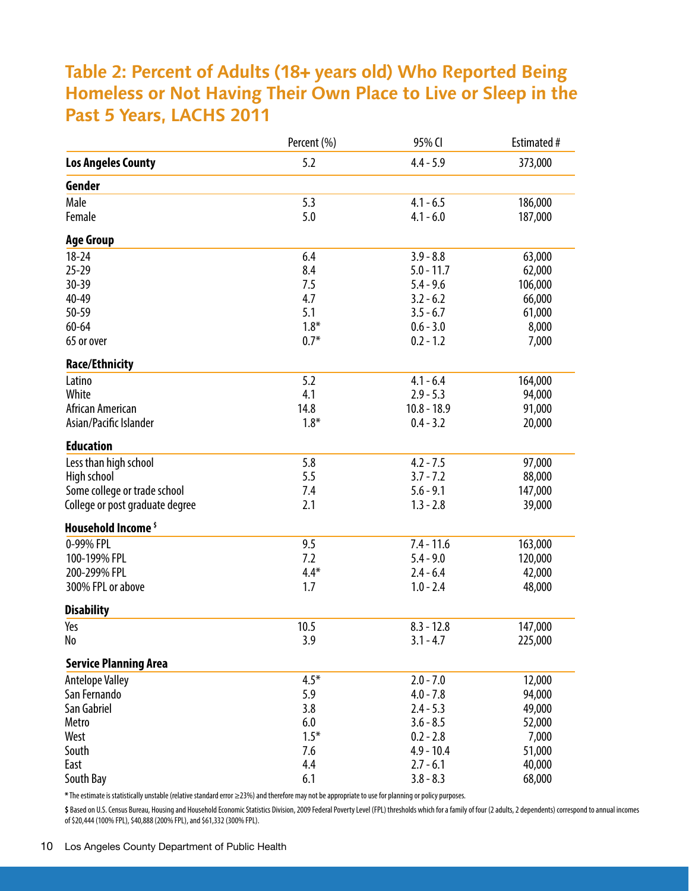## Table 2: Percent of Adults (18+ years old) Who Reported Being Homeless or Not Having Their Own Place to Live or Sleep in the Past 5 Years, LACHS 2011

| | Percent (%) | 95% CI | Estimated # |
|---|---|---|---|
| **Los Angeles County** | 5.2 | 4.4 - 5.9 | 373,000 |
| **Gender** | | | |
| Male | 5.3 | 4.1 - 6.5 | 186,000 |
| Female | 5.0 | 4.1 - 6.0 | 187,000 |
| **Age Group** | | | |
| 18-24 | 6.4 | 3.9 - 8.8 | 63,000 |
| 25-29 | 8.4 | 5.0 - 11.7 | 62,000 |
| 30-39 | 7.5 | 5.4 - 9.6 | 106,000 |
| 40-49 | 4.7 | 3.2 - 6.2 | 66,000 |
| 50-59 | 5.1 | 3.5 - 6.7 | 61,000 |
| 60-64 | 1.8* | 0.6 - 3.0 | 8,000 |
| 65 or over | 0.7* | 0.2 - 1.2 | 7,000 |
| **Race/Ethnicity** | | | |
| Latino | 5.2 | 4.1 - 6.4 | 164,000 |
| White | 4.1 | 2.9 - 5.3 | 94,000 |
| African American | 14.8 | 10.8 - 18.9 | 91,000 |
| Asian/Pacific Islander | 1.8* | 0.4 - 3.2 | 20,000 |
| **Education** | | | |
| Less than high school | 5.8 | 4.2 - 7.5 | 97,000 |
| High school | 5.5 | 3.7 - 7.2 | 88,000 |
| Some college or trade school | 7.4 | 5.6 - 9.1 | 147,000 |
| College or post graduate degree | 2.1 | 1.3 - 2.8 | 39,000 |
| **Household Income $** | | | |
| 0-99% FPL | 9.5 | 7.4 - 11.6 | 163,000 |
| 100-199% FPL | 7.2 | 5.4 - 9.0 | 120,000 |
| 200-299% FPL | 4.4* | 2.4 - 6.4 | 42,000 |
| 300% FPL or above | 1.7 | 1.0 - 2.4 | 48,000 |
| **Disability** | | | |
| Yes | 10.5 | 8.3 - 12.8 | 147,000 |
| No | 3.9 | 3.1 - 4.7 | 225,000 |
| **Service Planning Area** | | | |
| Antelope Valley | 4.5* | 2.0 - 7.0 | 12,000 |
| San Fernando | 5.9 | 4.0 - 7.8 | 94,000 |
| San Gabriel | 3.8 | 2.4 - 5.3 | 49,000 |
| Metro | 6.0 | 3.6 - 8.5 | 52,000 |
| West | 1.5* | 0.2 - 2.8 | 7,000 |
| South | 7.6 | 4.9 - 10.4 | 51,000 |
| East | 4.4 | 2.7 - 6.1 | 40,000 |
| South Bay | 6.1 | 3.8 - 8.3 | 68,000 |

* The estimate is statistically unstable (relative standard error ≥23%) and therefore may not be appropriate to use for planning or policy purposes.

$ Based on U.S. Census Bureau, Housing and Household Economic Statistics Division, 2009 Federal Poverty Level (FPL) thresholds which for a family of four (2 adults, 2 dependents) correspond to annual incomes of $20,444 (100% FPL), $40,888 (200% FPL), and $61,332 (300% FPL).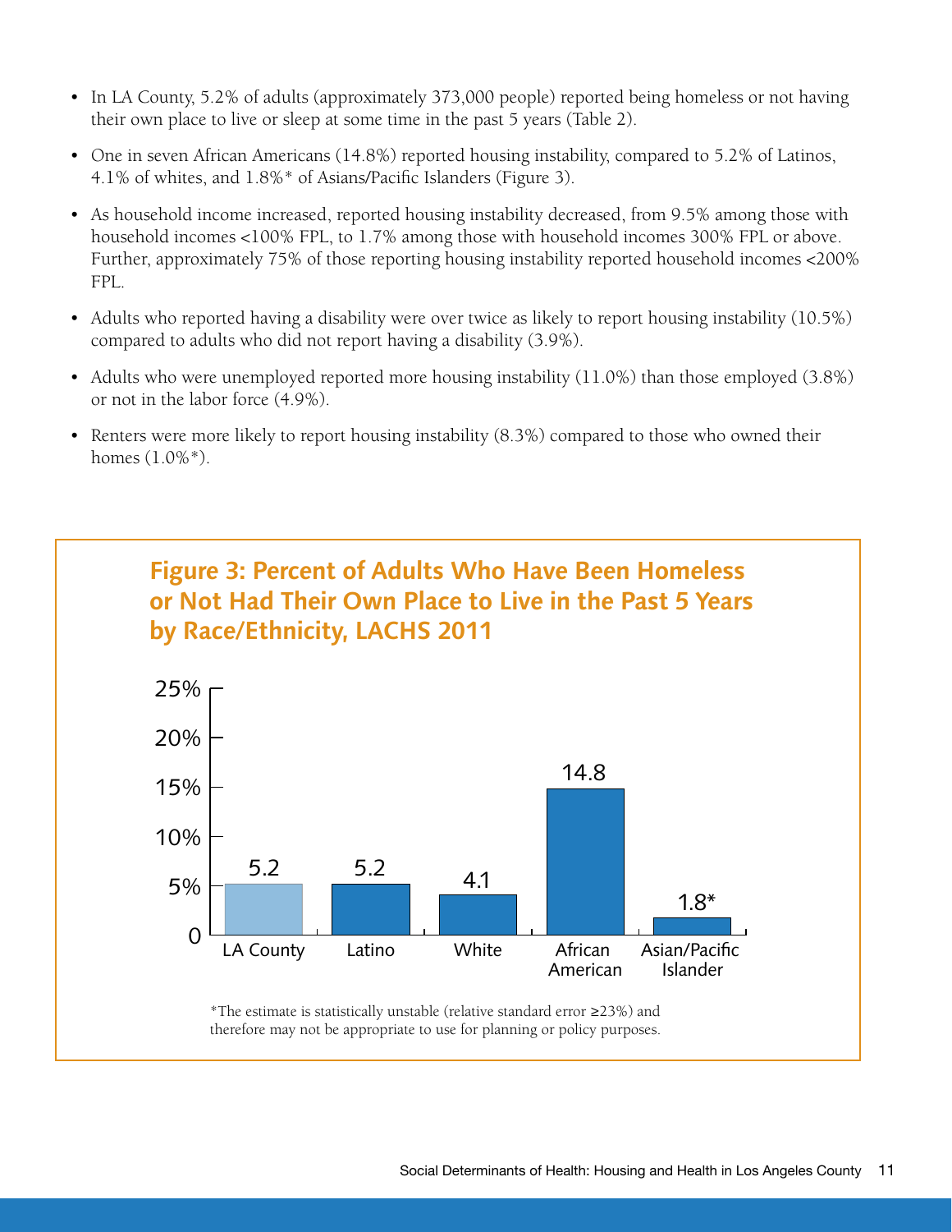- In LA County, 5.2% of adults (approximately 373,000 people) reported being homeless or not having their own place to live or sleep at some time in the past 5 years (Table 2).
- One in seven African Americans (14.8%) reported housing instability, compared to 5.2% of Latinos, 4.1% of whites, and 1.8%* of Asians/Pacific Islanders (Figure 3).
- As household income increased, reported housing instability decreased, from 9.5% among those with household incomes <100% FPL, to 1.7% among those with household incomes 300% FPL or above. Further, approximately 75% of those reporting housing instability reported household incomes <200% FPL.
- Adults who reported having a disability were over twice as likely to report housing instability (10.5%) compared to adults who did not report having a disability (3.9%).
- Adults who were unemployed reported more housing instability (11.0%) than those employed (3.8%) or not in the labor force (4.9%).
- Renters were more likely to report housing instability (8.3%) compared to those who owned their homes (1.0%*).

## Figure 3: Percent of Adults Who Have Been Homeless or Not Had Their Own Place to Live in the Past 5 Years by Race/Ethnicity, LACHS 2011

| Group | Percent |
|---|---|
| LA County | 5.2 |
| Latino | 5.2 |
| White | 4.1 |
| African American | 14.8 |
| Asian/Pacific Islander | 1.8* |

*The estimate is statistically unstable (relative standard error ≥23%) and therefore may not be appropriate to use for planning or policy purposes.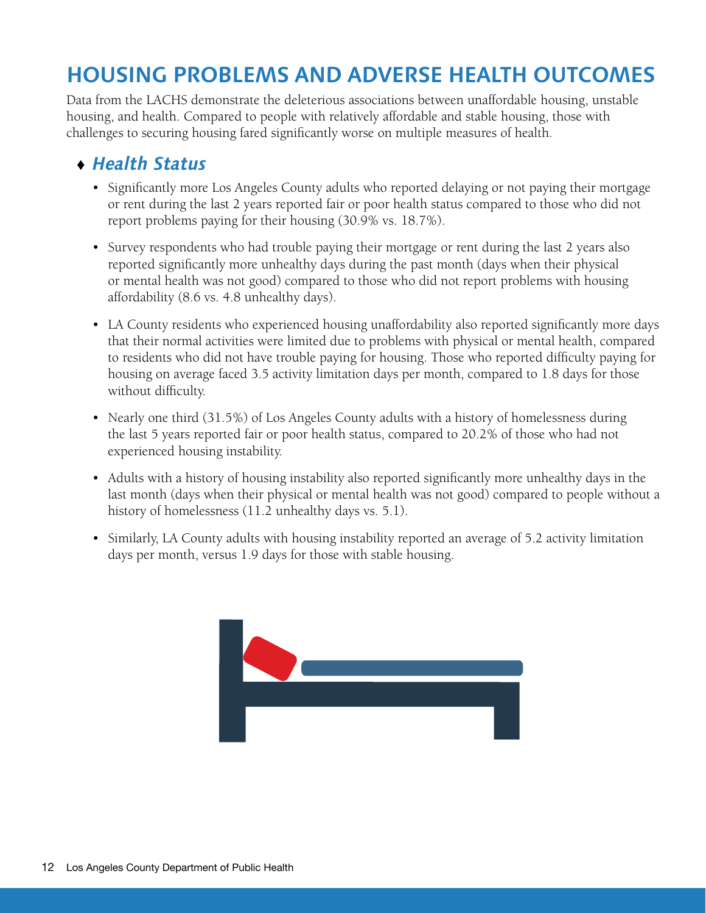# HOUSING PROBLEMS AND ADVERSE HEALTH OUTCOMES

Data from the LACHS demonstrate the deleterious associations between unaffordable housing, unstable housing, and health. Compared to people with relatively affordable and stable housing, those with challenges to securing housing fared significantly worse on multiple measures of health.

## ♦ *Health Status*

- Significantly more Los Angeles County adults who reported delaying or not paying their mortgage or rent during the last 2 years reported fair or poor health status compared to those who did not report problems paying for their housing (30.9% vs. 18.7%).
- Survey respondents who had trouble paying their mortgage or rent during the last 2 years also reported significantly more unhealthy days during the past month (days when their physical or mental health was not good) compared to those who did not report problems with housing affordability (8.6 vs. 4.8 unhealthy days).
- LA County residents who experienced housing unaffordability also reported significantly more days that their normal activities were limited due to problems with physical or mental health, compared to residents who did not have trouble paying for housing. Those who reported difficulty paying for housing on average faced 3.5 activity limitation days per month, compared to 1.8 days for those without difficulty.
- Nearly one third (31.5%) of Los Angeles County adults with a history of homelessness during the last 5 years reported fair or poor health status, compared to 20.2% of those who had not experienced housing instability.
- Adults with a history of housing instability also reported significantly more unhealthy days in the last month (days when their physical or mental health was not good) compared to people without a history of homelessness (11.2 unhealthy days vs. 5.1).
- Similarly, LA County adults with housing instability reported an average of 5.2 activity limitation days per month, versus 1.9 days for those with stable housing.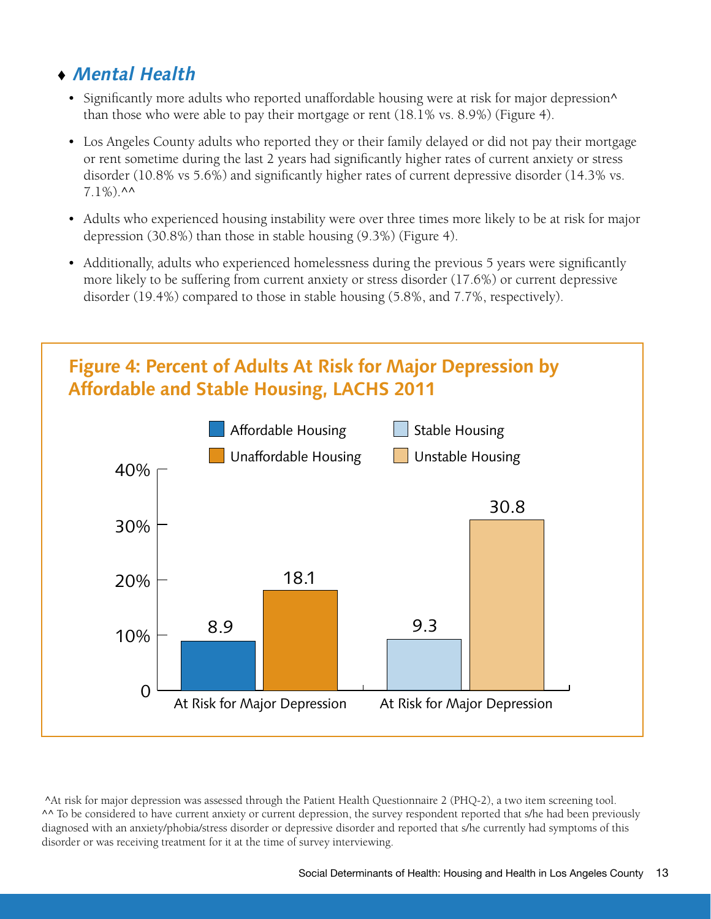## ♦ *Mental Health*

- Significantly more adults who reported unaffordable housing were at risk for major depression^ than those who were able to pay their mortgage or rent (18.1% vs. 8.9%) (Figure 4).
- Los Angeles County adults who reported they or their family delayed or did not pay their mortgage or rent sometime during the last 2 years had significantly higher rates of current anxiety or stress disorder (10.8% vs 5.6%) and significantly higher rates of current depressive disorder (14.3% vs. 7.1%).^^
- Adults who experienced housing instability were over three times more likely to be at risk for major depression (30.8%) than those in stable housing (9.3%) (Figure 4).
- Additionally, adults who experienced homelessness during the previous 5 years were significantly more likely to be suffering from current anxiety or stress disorder (17.6%) or current depressive disorder (19.4%) compared to those in stable housing (5.8%, and 7.7%, respectively).

**Figure 4: Percent of Adults At Risk for Major Depression by Affordable and Stable Housing, LACHS 2011**

| | Affordable Housing | Unaffordable Housing | Stable Housing | Unstable Housing |
|---|---|---|---|---|
| At Risk for Major Depression | 8.9 | 18.1 | | |
| At Risk for Major Depression | | | 9.3 | 30.8 |

^At risk for major depression was assessed through the Patient Health Questionnaire 2 (PHQ-2), a two item screening tool.
^^ To be considered to have current anxiety or current depression, the survey respondent reported that s/he had been previously diagnosed with an anxiety/phobia/stress disorder or depressive disorder and reported that s/he currently had symptoms of this disorder or was receiving treatment for it at the time of survey interviewing.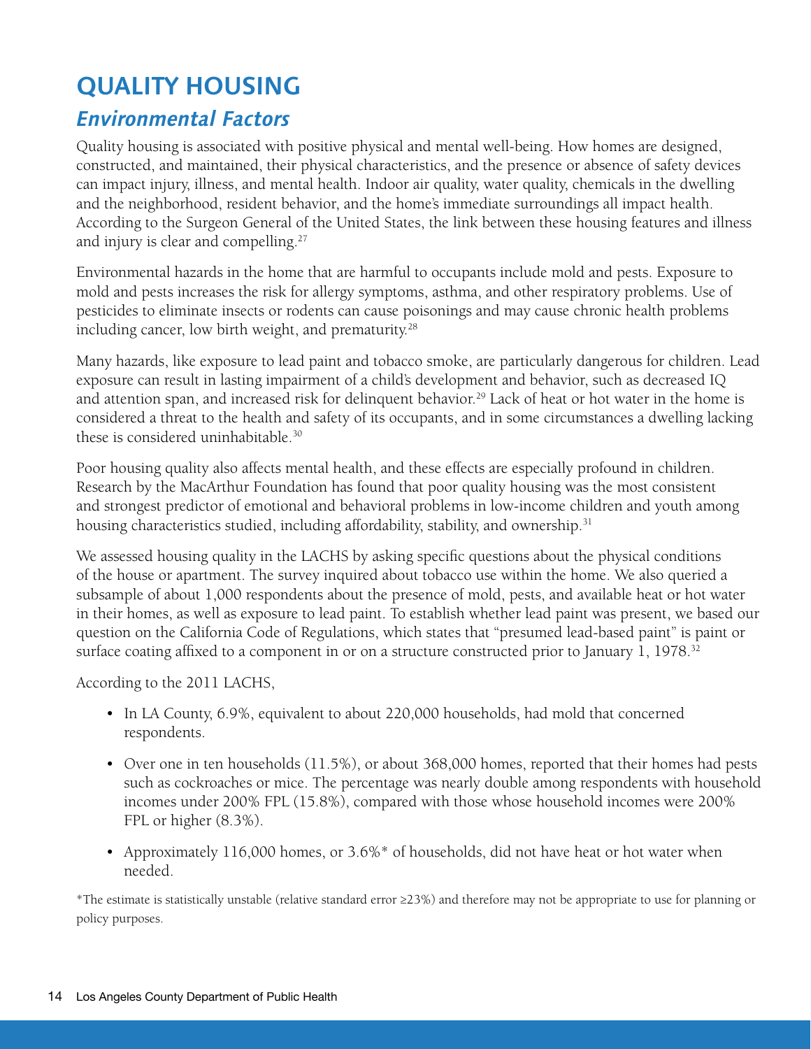# QUALITY HOUSING

## *Environmental Factors*

Quality housing is associated with positive physical and mental well-being. How homes are designed, constructed, and maintained, their physical characteristics, and the presence or absence of safety devices can impact injury, illness, and mental health. Indoor air quality, water quality, chemicals in the dwelling and the neighborhood, resident behavior, and the home's immediate surroundings all impact health. According to the Surgeon General of the United States, the link between these housing features and illness and injury is clear and compelling.[27]

Environmental hazards in the home that are harmful to occupants include mold and pests. Exposure to mold and pests increases the risk for allergy symptoms, asthma, and other respiratory problems. Use of pesticides to eliminate insects or rodents can cause poisonings and may cause chronic health problems including cancer, low birth weight, and prematurity.[28]

Many hazards, like exposure to lead paint and tobacco smoke, are particularly dangerous for children. Lead exposure can result in lasting impairment of a child's development and behavior, such as decreased IQ and attention span, and increased risk for delinquent behavior.[29] Lack of heat or hot water in the home is considered a threat to the health and safety of its occupants, and in some circumstances a dwelling lacking these is considered uninhabitable.[30]

Poor housing quality also affects mental health, and these effects are especially profound in children. Research by the MacArthur Foundation has found that poor quality housing was the most consistent and strongest predictor of emotional and behavioral problems in low-income children and youth among housing characteristics studied, including affordability, stability, and ownership.[31]

We assessed housing quality in the LACHS by asking specific questions about the physical conditions of the house or apartment. The survey inquired about tobacco use within the home. We also queried a subsample of about 1,000 respondents about the presence of mold, pests, and available heat or hot water in their homes, as well as exposure to lead paint. To establish whether lead paint was present, we based our question on the California Code of Regulations, which states that "presumed lead-based paint" is paint or surface coating affixed to a component in or on a structure constructed prior to January 1, 1978.[32]

According to the 2011 LACHS,

- In LA County, 6.9%, equivalent to about 220,000 households, had mold that concerned respondents.
- Over one in ten households (11.5%), or about 368,000 homes, reported that their homes had pests such as cockroaches or mice. The percentage was nearly double among respondents with household incomes under 200% FPL (15.8%), compared with those whose household incomes were 200% FPL or higher (8.3%).
- Approximately 116,000 homes, or 3.6%* of households, did not have heat or hot water when needed.

*The estimate is statistically unstable (relative standard error ≥23%) and therefore may not be appropriate to use for planning or policy purposes.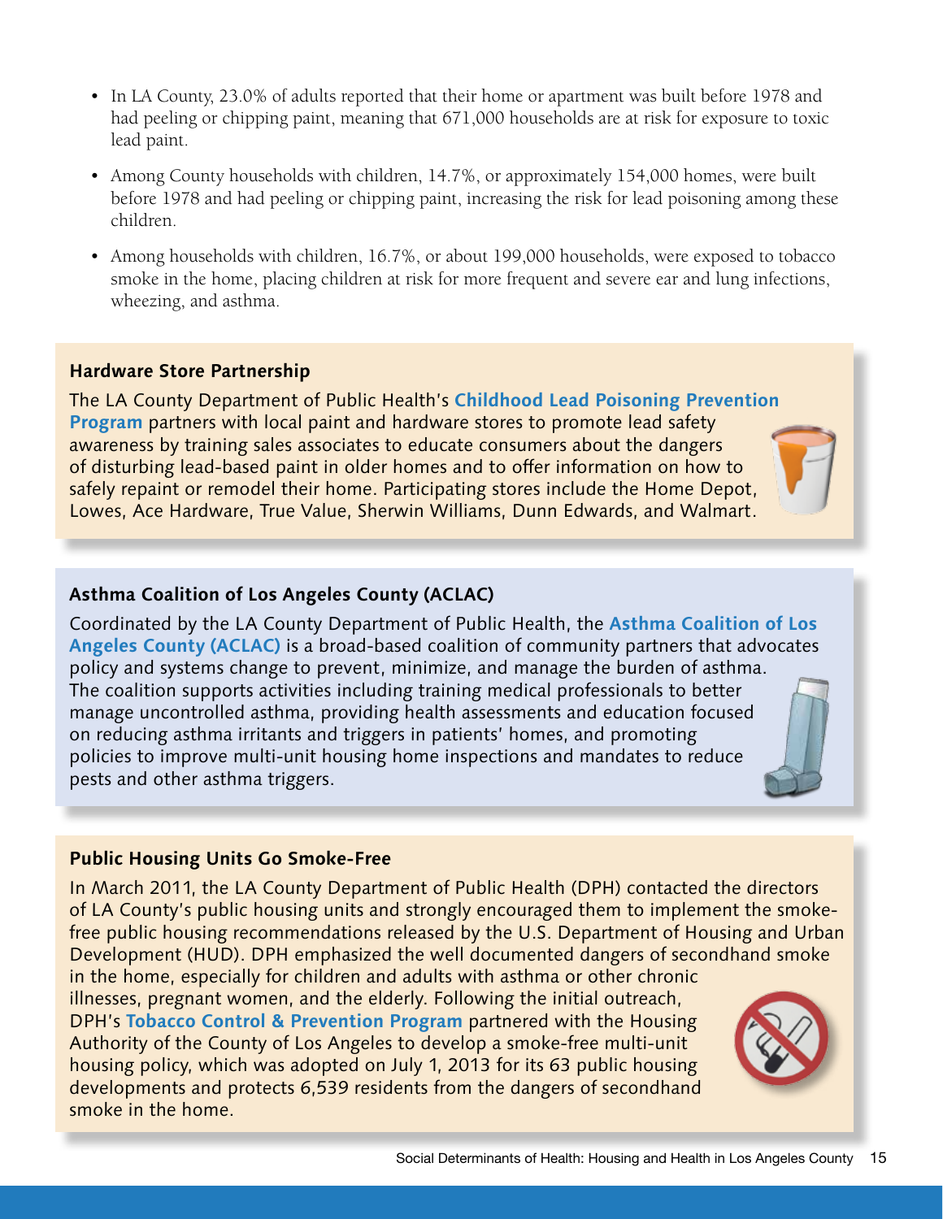- In LA County, 23.0% of adults reported that their home or apartment was built before 1978 and had peeling or chipping paint, meaning that 671,000 households are at risk for exposure to toxic lead paint.
- Among County households with children, 14.7%, or approximately 154,000 homes, were built before 1978 and had peeling or chipping paint, increasing the risk for lead poisoning among these children.
- Among households with children, 16.7%, or about 199,000 households, were exposed to tobacco smoke in the home, placing children at risk for more frequent and severe ear and lung infections, wheezing, and asthma.

### Hardware Store Partnership

The LA County Department of Public Health's **Childhood Lead Poisoning Prevention Program** partners with local paint and hardware stores to promote lead safety awareness by training sales associates to educate consumers about the dangers of disturbing lead-based paint in older homes and to offer information on how to safely repaint or remodel their home. Participating stores include the Home Depot, Lowes, Ace Hardware, True Value, Sherwin Williams, Dunn Edwards, and Walmart.

### Asthma Coalition of Los Angeles County (ACLAC)

Coordinated by the LA County Department of Public Health, the **Asthma Coalition of Los Angeles County (ACLAC)** is a broad-based coalition of community partners that advocates policy and systems change to prevent, minimize, and manage the burden of asthma. The coalition supports activities including training medical professionals to better manage uncontrolled asthma, providing health assessments and education focused on reducing asthma irritants and triggers in patients' homes, and promoting policies to improve multi-unit housing home inspections and mandates to reduce pests and other asthma triggers.

### Public Housing Units Go Smoke-Free

In March 2011, the LA County Department of Public Health (DPH) contacted the directors of LA County's public housing units and strongly encouraged them to implement the smoke-free public housing recommendations released by the U.S. Department of Housing and Urban Development (HUD). DPH emphasized the well documented dangers of secondhand smoke in the home, especially for children and adults with asthma or other chronic illnesses, pregnant women, and the elderly. Following the initial outreach, DPH's **Tobacco Control & Prevention Program** partnered with the Housing Authority of the County of Los Angeles to develop a smoke-free multi-unit housing policy, which was adopted on July 1, 2013 for its 63 public housing developments and protects 6,539 residents from the dangers of secondhand smoke in the home.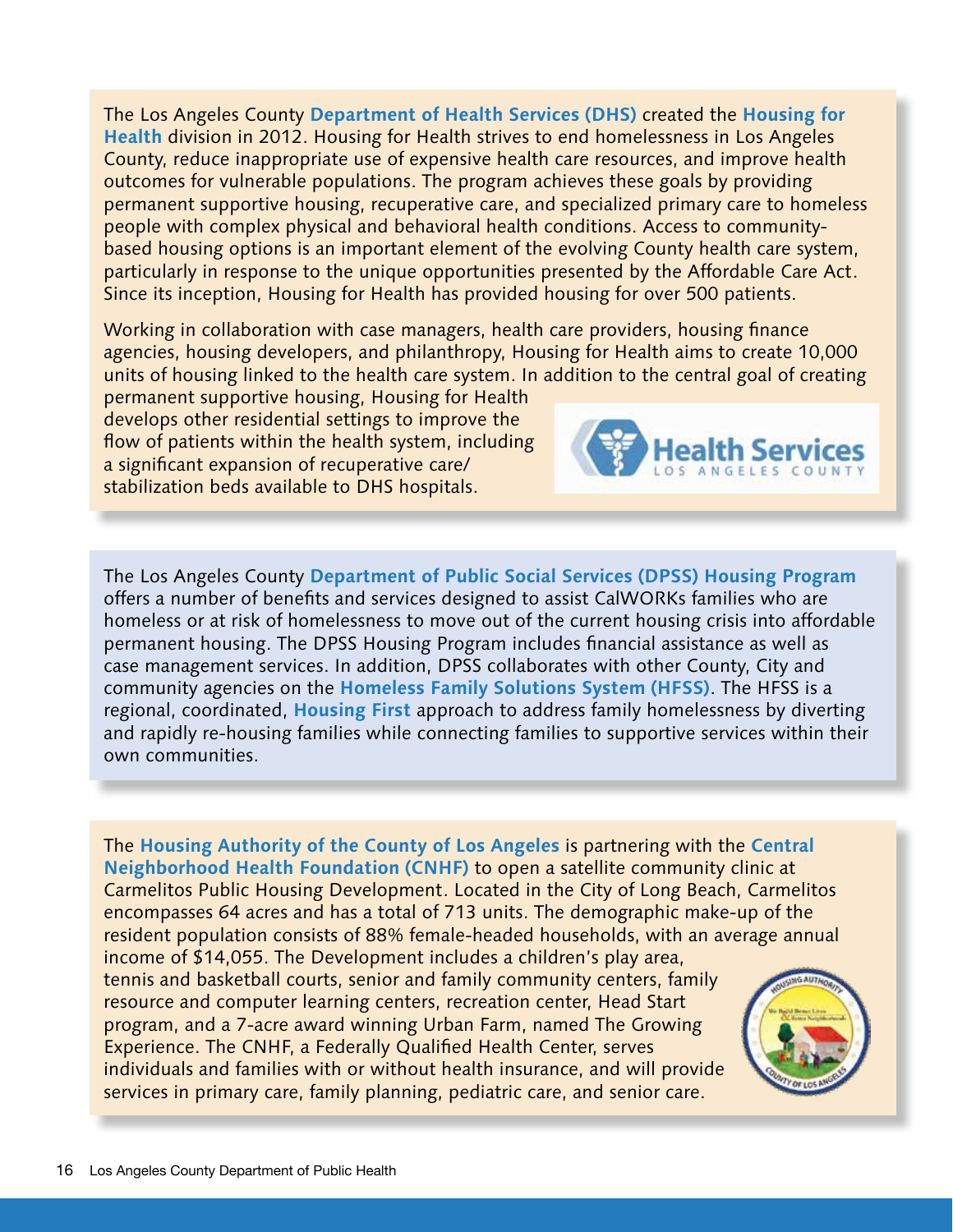The Los Angeles County **Department of Health Services (DHS)** created the **Housing for Health** division in 2012. Housing for Health strives to end homelessness in Los Angeles County, reduce inappropriate use of expensive health care resources, and improve health outcomes for vulnerable populations. The program achieves these goals by providing permanent supportive housing, recuperative care, and specialized primary care to homeless people with complex physical and behavioral health conditions. Access to community-based housing options is an important element of the evolving County health care system, particularly in response to the unique opportunities presented by the Affordable Care Act. Since its inception, Housing for Health has provided housing for over 500 patients.

Working in collaboration with case managers, health care providers, housing finance agencies, housing developers, and philanthropy, Housing for Health aims to create 10,000 units of housing linked to the health care system. In addition to the central goal of creating permanent supportive housing, Housing for Health develops other residential settings to improve the flow of patients within the health system, including a significant expansion of recuperative care/stabilization beds available to DHS hospitals.

The Los Angeles County **Department of Public Social Services (DPSS) Housing Program** offers a number of benefits and services designed to assist CalWORKs families who are homeless or at risk of homelessness to move out of the current housing crisis into affordable permanent housing. The DPSS Housing Program includes financial assistance as well as case management services. In addition, DPSS collaborates with other County, City and community agencies on the **Homeless Family Solutions System (HFSS)**. The HFSS is a regional, coordinated, **Housing First** approach to address family homelessness by diverting and rapidly re-housing families while connecting families to supportive services within their own communities.

The **Housing Authority of the County of Los Angeles** is partnering with the **Central Neighborhood Health Foundation (CNHF)** to open a satellite community clinic at Carmelitos Public Housing Development. Located in the City of Long Beach, Carmelitos encompasses 64 acres and has a total of 713 units. The demographic make-up of the resident population consists of 88% female-headed households, with an average annual income of $14,055. The Development includes a children's play area, tennis and basketball courts, senior and family community centers, family resource and computer learning centers, recreation center, Head Start program, and a 7-acre award winning Urban Farm, named The Growing Experience. The CNHF, a Federally Qualified Health Center, serves individuals and families with or without health insurance, and will provide services in primary care, family planning, pediatric care, and senior care.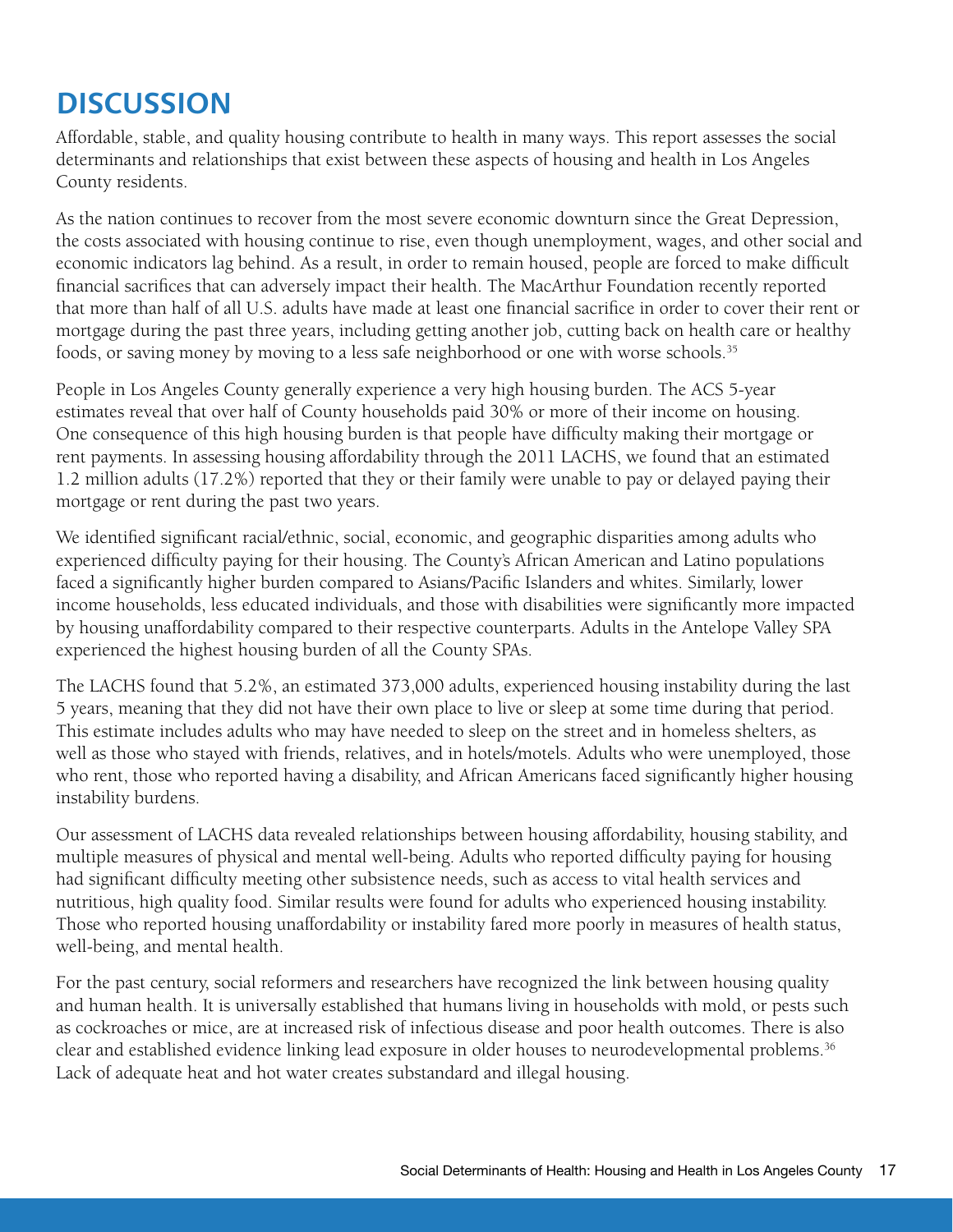# DISCUSSION

Affordable, stable, and quality housing contribute to health in many ways. This report assesses the social determinants and relationships that exist between these aspects of housing and health in Los Angeles County residents.

As the nation continues to recover from the most severe economic downturn since the Great Depression, the costs associated with housing continue to rise, even though unemployment, wages, and other social and economic indicators lag behind. As a result, in order to remain housed, people are forced to make difficult financial sacrifices that can adversely impact their health. The MacArthur Foundation recently reported that more than half of all U.S. adults have made at least one financial sacrifice in order to cover their rent or mortgage during the past three years, including getting another job, cutting back on health care or healthy foods, or saving money by moving to a less safe neighborhood or one with worse schools.[35]

People in Los Angeles County generally experience a very high housing burden. The ACS 5-year estimates reveal that over half of County households paid 30% or more of their income on housing. One consequence of this high housing burden is that people have difficulty making their mortgage or rent payments. In assessing housing affordability through the 2011 LACHS, we found that an estimated 1.2 million adults (17.2%) reported that they or their family were unable to pay or delayed paying their mortgage or rent during the past two years.

We identified significant racial/ethnic, social, economic, and geographic disparities among adults who experienced difficulty paying for their housing. The County's African American and Latino populations faced a significantly higher burden compared to Asians/Pacific Islanders and whites. Similarly, lower income households, less educated individuals, and those with disabilities were significantly more impacted by housing unaffordability compared to their respective counterparts. Adults in the Antelope Valley SPA experienced the highest housing burden of all the County SPAs.

The LACHS found that 5.2%, an estimated 373,000 adults, experienced housing instability during the last 5 years, meaning that they did not have their own place to live or sleep at some time during that period. This estimate includes adults who may have needed to sleep on the street and in homeless shelters, as well as those who stayed with friends, relatives, and in hotels/motels. Adults who were unemployed, those who rent, those who reported having a disability, and African Americans faced significantly higher housing instability burdens.

Our assessment of LACHS data revealed relationships between housing affordability, housing stability, and multiple measures of physical and mental well-being. Adults who reported difficulty paying for housing had significant difficulty meeting other subsistence needs, such as access to vital health services and nutritious, high quality food. Similar results were found for adults who experienced housing instability. Those who reported housing unaffordability or instability fared more poorly in measures of health status, well-being, and mental health.

For the past century, social reformers and researchers have recognized the link between housing quality and human health. It is universally established that humans living in households with mold, or pests such as cockroaches or mice, are at increased risk of infectious disease and poor health outcomes. There is also clear and established evidence linking lead exposure in older houses to neurodevelopmental problems.[36] Lack of adequate heat and hot water creates substandard and illegal housing.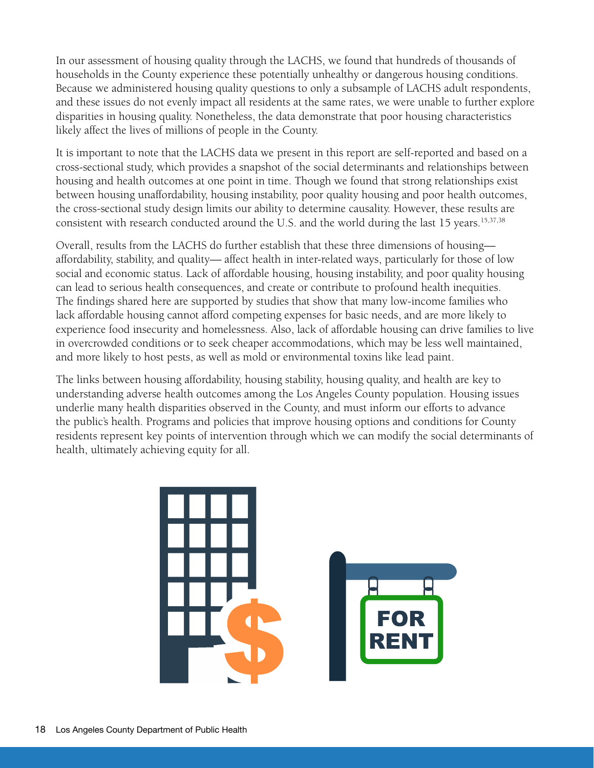In our assessment of housing quality through the LACHS, we found that hundreds of thousands of households in the County experience these potentially unhealthy or dangerous housing conditions. Because we administered housing quality questions to only a subsample of LACHS adult respondents, and these issues do not evenly impact all residents at the same rates, we were unable to further explore disparities in housing quality. Nonetheless, the data demonstrate that poor housing characteristics likely affect the lives of millions of people in the County.

It is important to note that the LACHS data we present in this report are self-reported and based on a cross-sectional study, which provides a snapshot of the social determinants and relationships between housing and health outcomes at one point in time. Though we found that strong relationships exist between housing unaffordability, housing instability, poor quality housing and poor health outcomes, the cross-sectional study design limits our ability to determine causality. However, these results are consistent with research conducted around the U.S. and the world during the last 15 years.[15,37,38]

Overall, results from the LACHS do further establish that these three dimensions of housing— affordability, stability, and quality— affect health in inter-related ways, particularly for those of low social and economic status. Lack of affordable housing, housing instability, and poor quality housing can lead to serious health consequences, and create or contribute to profound health inequities. The findings shared here are supported by studies that show that many low-income families who lack affordable housing cannot afford competing expenses for basic needs, and are more likely to experience food insecurity and homelessness. Also, lack of affordable housing can drive families to live in overcrowded conditions or to seek cheaper accommodations, which may be less well maintained, and more likely to host pests, as well as mold or environmental toxins like lead paint.

The links between housing affordability, housing stability, housing quality, and health are key to understanding adverse health outcomes among the Los Angeles County population. Housing issues underlie many health disparities observed in the County, and must inform our efforts to advance the public's health. Programs and policies that improve housing options and conditions for County residents represent key points of intervention through which we can modify the social determinants of health, ultimately achieving equity for all.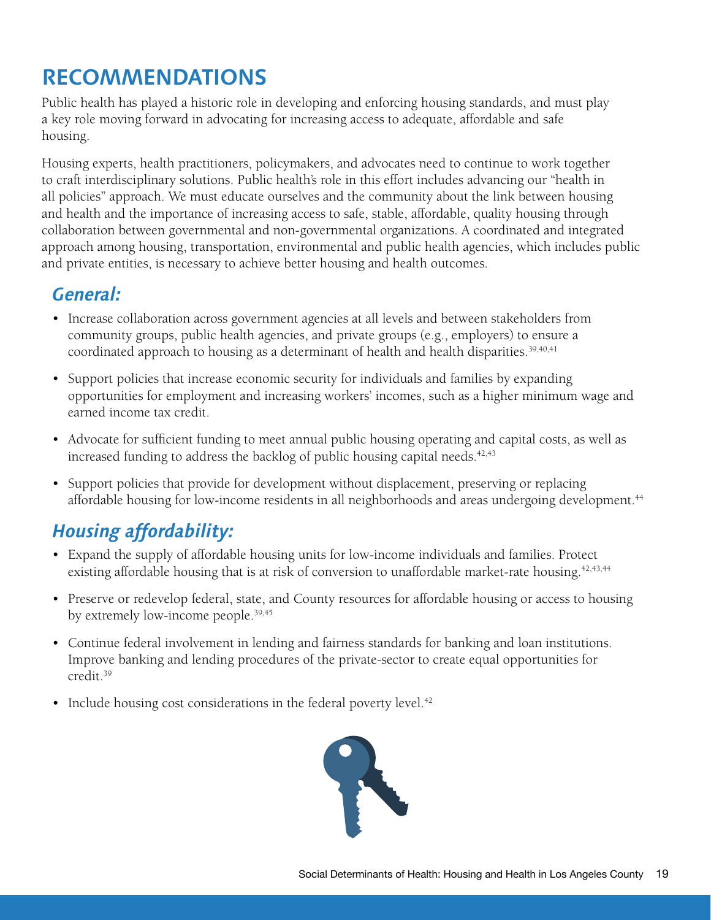# RECOMMENDATIONS

Public health has played a historic role in developing and enforcing housing standards, and must play a key role moving forward in advocating for increasing access to adequate, affordable and safe housing.

Housing experts, health practitioners, policymakers, and advocates need to continue to work together to craft interdisciplinary solutions. Public health's role in this effort includes advancing our "health in all policies" approach. We must educate ourselves and the community about the link between housing and health and the importance of increasing access to safe, stable, affordable, quality housing through collaboration between governmental and non-governmental organizations. A coordinated and integrated approach among housing, transportation, environmental and public health agencies, which includes public and private entities, is necessary to achieve better housing and health outcomes.

## *General:*

- Increase collaboration across government agencies at all levels and between stakeholders from community groups, public health agencies, and private groups (e.g., employers) to ensure a coordinated approach to housing as a determinant of health and health disparities.[39,40,41]
- Support policies that increase economic security for individuals and families by expanding opportunities for employment and increasing workers' incomes, such as a higher minimum wage and earned income tax credit.
- Advocate for sufficient funding to meet annual public housing operating and capital costs, as well as increased funding to address the backlog of public housing capital needs.[42,43]
- Support policies that provide for development without displacement, preserving or replacing affordable housing for low-income residents in all neighborhoods and areas undergoing development.[44]

## *Housing affordability:*

- Expand the supply of affordable housing units for low-income individuals and families. Protect existing affordable housing that is at risk of conversion to unaffordable market-rate housing.[42,43,44]
- Preserve or redevelop federal, state, and County resources for affordable housing or access to housing by extremely low-income people.[39,45]
- Continue federal involvement in lending and fairness standards for banking and loan institutions. Improve banking and lending procedures of the private-sector to create equal opportunities for credit.[39]
- Include housing cost considerations in the federal poverty level.[42]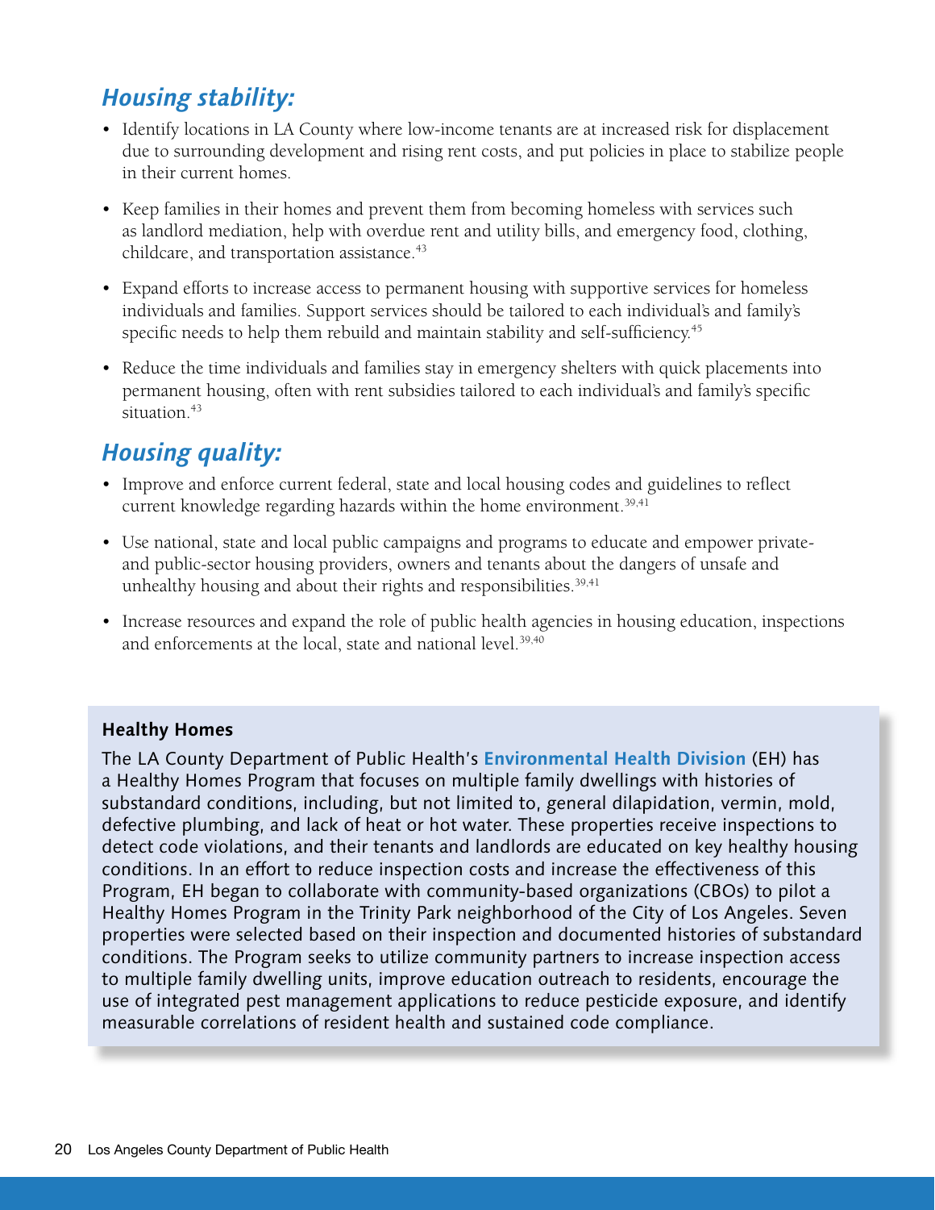## *Housing stability:*

- Identify locations in LA County where low-income tenants are at increased risk for displacement due to surrounding development and rising rent costs, and put policies in place to stabilize people in their current homes.
- Keep families in their homes and prevent them from becoming homeless with services such as landlord mediation, help with overdue rent and utility bills, and emergency food, clothing, childcare, and transportation assistance.[43]
- Expand efforts to increase access to permanent housing with supportive services for homeless individuals and families. Support services should be tailored to each individual's and family's specific needs to help them rebuild and maintain stability and self-sufficiency.[45]
- Reduce the time individuals and families stay in emergency shelters with quick placements into permanent housing, often with rent subsidies tailored to each individual's and family's specific situation.[43]

## *Housing quality:*

- Improve and enforce current federal, state and local housing codes and guidelines to reflect current knowledge regarding hazards within the home environment.[39,41]
- Use national, state and local public campaigns and programs to educate and empower private- and public-sector housing providers, owners and tenants about the dangers of unsafe and unhealthy housing and about their rights and responsibilities.[39,41]
- Increase resources and expand the role of public health agencies in housing education, inspections and enforcements at the local, state and national level.[39,40]

**Healthy Homes**

The LA County Department of Public Health's **Environmental Health Division** (EH) has a Healthy Homes Program that focuses on multiple family dwellings with histories of substandard conditions, including, but not limited to, general dilapidation, vermin, mold, defective plumbing, and lack of heat or hot water. These properties receive inspections to detect code violations, and their tenants and landlords are educated on key healthy housing conditions. In an effort to reduce inspection costs and increase the effectiveness of this Program, EH began to collaborate with community-based organizations (CBOs) to pilot a Healthy Homes Program in the Trinity Park neighborhood of the City of Los Angeles. Seven properties were selected based on their inspection and documented histories of substandard conditions. The Program seeks to utilize community partners to increase inspection access to multiple family dwelling units, improve education outreach to residents, encourage the use of integrated pest management applications to reduce pesticide exposure, and identify measurable correlations of resident health and sustained code compliance.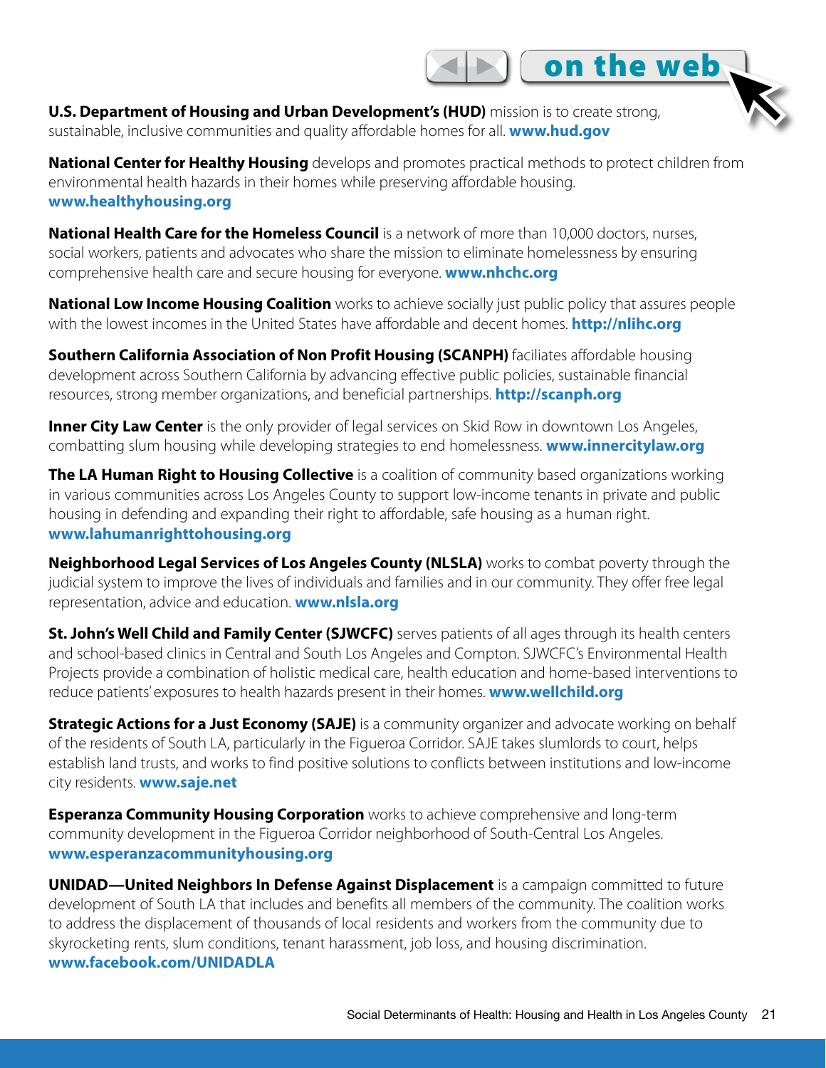## on the web

**U.S. Department of Housing and Urban Development's (HUD)** mission is to create strong, sustainable, inclusive communities and quality affordable homes for all. **www.hud.gov**

**National Center for Healthy Housing** develops and promotes practical methods to protect children from environmental health hazards in their homes while preserving affordable housing. **www.healthyhousing.org**

**National Health Care for the Homeless Council** is a network of more than 10,000 doctors, nurses, social workers, patients and advocates who share the mission to eliminate homelessness by ensuring comprehensive health care and secure housing for everyone. **www.nhchc.org**

**National Low Income Housing Coalition** works to achieve socially just public policy that assures people with the lowest incomes in the United States have affordable and decent homes. **http://nlihc.org**

**Southern California Association of Non Profit Housing (SCANPH)** faciliates affordable housing development across Southern California by advancing effective public policies, sustainable financial resources, strong member organizations, and beneficial partnerships. **http://scanph.org**

**Inner City Law Center** is the only provider of legal services on Skid Row in downtown Los Angeles, combatting slum housing while developing strategies to end homelessness. **www.innercitylaw.org**

**The LA Human Right to Housing Collective** is a coalition of community based organizations working in various communities across Los Angeles County to support low-income tenants in private and public housing in defending and expanding their right to affordable, safe housing as a human right. **www.lahumanrighttohousing.org**

**Neighborhood Legal Services of Los Angeles County (NLSLA)** works to combat poverty through the judicial system to improve the lives of individuals and families and in our community. They offer free legal representation, advice and education. **www.nlsla.org**

**St. John's Well Child and Family Center (SJWCFC)** serves patients of all ages through its health centers and school-based clinics in Central and South Los Angeles and Compton. SJWCFC's Environmental Health Projects provide a combination of holistic medical care, health education and home-based interventions to reduce patients' exposures to health hazards present in their homes. **www.wellchild.org**

**Strategic Actions for a Just Economy (SAJE)** is a community organizer and advocate working on behalf of the residents of South LA, particularly in the Figueroa Corridor. SAJE takes slumlords to court, helps establish land trusts, and works to find positive solutions to conflicts between institutions and low-income city residents. **www.saje.net**

**Esperanza Community Housing Corporation** works to achieve comprehensive and long-term community development in the Figueroa Corridor neighborhood of South-Central Los Angeles. **www.esperanzacommunityhousing.org**

**UNIDAD—United Neighbors In Defense Against Displacement** is a campaign committed to future development of South LA that includes and benefits all members of the community. The coalition works to address the displacement of thousands of local residents and workers from the community due to skyrocketing rents, slum conditions, tenant harassment, job loss, and housing discrimination. **www.facebook.com/UNIDADLA**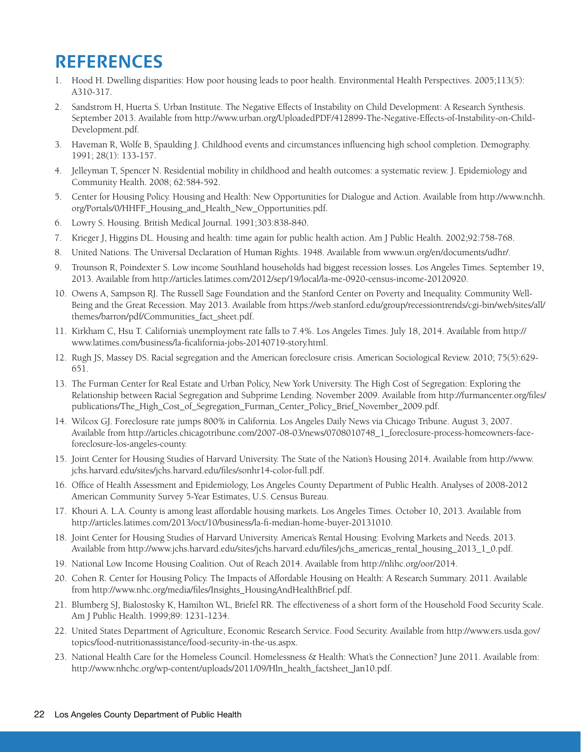# REFERENCES

1. Hood H. Dwelling disparities: How poor housing leads to poor health. Environmental Health Perspectives. 2005;113(5): A310-317.
2. Sandstrom H, Huerta S. Urban Institute. The Negative Effects of Instability on Child Development: A Research Synthesis. September 2013. Available from http://www.urban.org/UploadedPDF/412899-The-Negative-Effects-of-Instability-on-Child-Development.pdf.
3. Haveman R, Wolfe B, Spaulding J. Childhood events and circumstances influencing high school completion. Demography. 1991; 28(1): 133-157.
4. Jelleyman T, Spencer N. Residential mobility in childhood and health outcomes: a systematic review. J. Epidemiology and Community Health. 2008; 62:584-592.
5. Center for Housing Policy. Housing and Health: New Opportunities for Dialogue and Action. Available from http://www.nchh.org/Portals/0/HHFF_Housing_and_Health_New_Opportunities.pdf.
6. Lowry S. Housing. British Medical Journal. 1991;303:838-840.
7. Krieger J, Higgins DL. Housing and health: time again for public health action. Am J Public Health. 2002;92:758-768.
8. United Nations. The Universal Declaration of Human Rights. 1948. Available from www.un.org/en/documents/udhr/.
9. Trounson R, Poindexter S. Low income Southland households had biggest recession losses. Los Angeles Times. September 19, 2013. Available from http://articles.latimes.com/2012/sep/19/local/la-me-0920-census-income-20120920.
10. Owens A, Sampson RJ. The Russell Sage Foundation and the Stanford Center on Poverty and Inequality. Community Well-Being and the Great Recession. May 2013. Available from https://web.stanford.edu/group/recessiontrends/cgi-bin/web/sites/all/themes/barron/pdf/Communities_fact_sheet.pdf.
11. Kirkham C, Hsu T. California's unemployment rate falls to 7.4%. Los Angeles Times. July 18, 2014. Available from http://www.latimes.com/business/la-ficalifornia-jobs-20140719-story.html.
12. Rugh JS, Massey DS. Racial segregation and the American foreclosure crisis. American Sociological Review. 2010; 75(5):629-651.
13. The Furman Center for Real Estate and Urban Policy, New York University. The High Cost of Segregation: Exploring the Relationship between Racial Segregation and Subprime Lending. November 2009. Available from http://furmancenter.org/files/publications/The_High_Cost_of_Segregation_Furman_Center_Policy_Brief_November_2009.pdf.
14. Wilcox GJ. Foreclosure rate jumps 800% in California. Los Angeles Daily News via Chicago Tribune. August 3, 2007. Available from http://articles.chicagotribune.com/2007-08-03/news/0708010748_1_foreclosure-process-homeowners-face-foreclosure-los-angeles-county.
15. Joint Center for Housing Studies of Harvard University. The State of the Nation's Housing 2014. Available from http://www.jchs.harvard.edu/sites/jchs.harvard.edu/files/sonhr14-color-full.pdf.
16. Office of Health Assessment and Epidemiology, Los Angeles County Department of Public Health. Analyses of 2008-2012 American Community Survey 5-Year Estimates, U.S. Census Bureau.
17. Khouri A. L.A. County is among least affordable housing markets. Los Angeles Times. October 10, 2013. Available from http://articles.latimes.com/2013/oct/10/business/la-fi-median-home-buyer-20131010.
18. Joint Center for Housing Studies of Harvard University. America's Rental Housing: Evolving Markets and Needs. 2013. Available from http://www.jchs.harvard.edu/sites/jchs.harvard.edu/files/jchs_americas_rental_housing_2013_1_0.pdf.
19. National Low Income Housing Coalition. Out of Reach 2014. Available from http://nlihc.org/oor/2014.
20. Cohen R. Center for Housing Policy. The Impacts of Affordable Housing on Health: A Research Summary. 2011. Available from http://www.nhc.org/media/files/Insights_HousingAndHealthBrief.pdf.
21. Blumberg SJ, Bialostosky K, Hamilton WL, Briefel RR. The effectiveness of a short form of the Household Food Security Scale. Am J Public Health. 1999;89: 1231-1234.
22. United States Department of Agriculture, Economic Research Service. Food Security. Available from http://www.ers.usda.gov/topics/food-nutritionassistance/food-security-in-the-us.aspx.
23. National Health Care for the Homeless Council. Homelessness & Health: What's the Connection? June 2011. Available from: http://www.nhchc.org/wp-content/uploads/2011/09/Hln_health_factsheet_Jan10.pdf.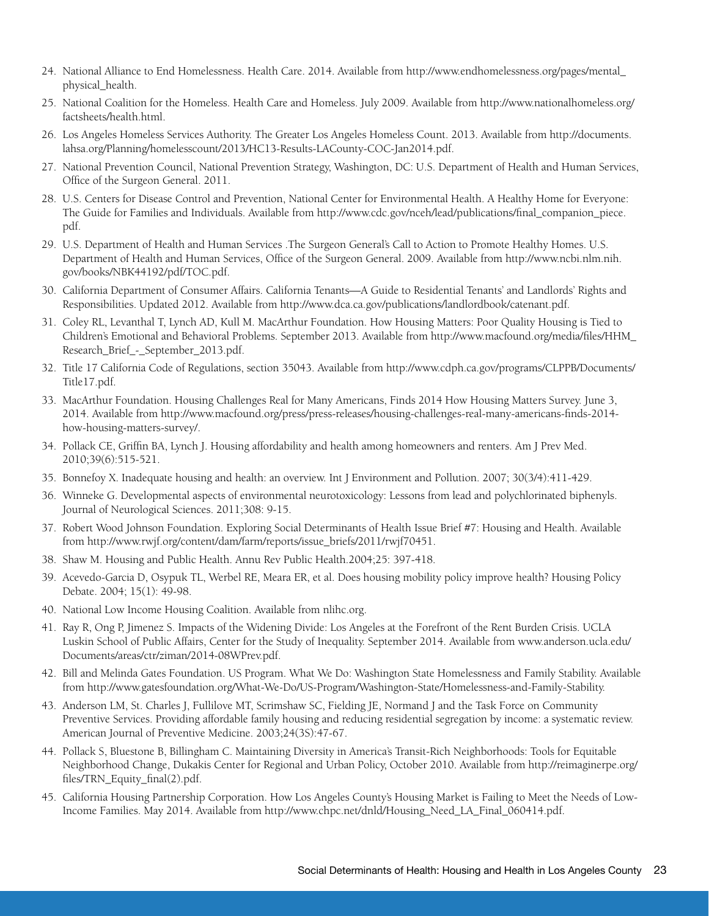24. National Alliance to End Homelessness. Health Care. 2014. Available from http://www.endhomelessness.org/pages/mental_physical_health.
25. National Coalition for the Homeless. Health Care and Homeless. July 2009. Available from http://www.nationalhomeless.org/factsheets/health.html.
26. Los Angeles Homeless Services Authority. The Greater Los Angeles Homeless Count. 2013. Available from http://documents.lahsa.org/Planning/homelesscount/2013/HC13-Results-LACounty-COC-Jan2014.pdf.
27. National Prevention Council, National Prevention Strategy, Washington, DC: U.S. Department of Health and Human Services, Office of the Surgeon General. 2011.
28. U.S. Centers for Disease Control and Prevention, National Center for Environmental Health. A Healthy Home for Everyone: The Guide for Families and Individuals. Available from http://www.cdc.gov/nceh/lead/publications/final_companion_piece.pdf.
29. U.S. Department of Health and Human Services .The Surgeon General's Call to Action to Promote Healthy Homes. U.S. Department of Health and Human Services, Office of the Surgeon General. 2009. Available from http://www.ncbi.nlm.nih.gov/books/NBK44192/pdf/TOC.pdf.
30. California Department of Consumer Affairs. California Tenants—A Guide to Residential Tenants' and Landlords' Rights and Responsibilities. Updated 2012. Available from http://www.dca.ca.gov/publications/landlordbook/catenant.pdf.
31. Coley RL, Levanthal T, Lynch AD, Kull M. MacArthur Foundation. How Housing Matters: Poor Quality Housing is Tied to Children's Emotional and Behavioral Problems. September 2013. Available from http://www.macfound.org/media/files/HHM_Research_Brief_-_September_2013.pdf.
32. Title 17 California Code of Regulations, section 35043. Available from http://www.cdph.ca.gov/programs/CLPPB/Documents/Title17.pdf.
33. MacArthur Foundation. Housing Challenges Real for Many Americans, Finds 2014 How Housing Matters Survey. June 3, 2014. Available from http://www.macfound.org/press/press-releases/housing-challenges-real-many-americans-finds-2014-how-housing-matters-survey/.
34. Pollack CE, Griffin BA, Lynch J. Housing affordability and health among homeowners and renters. Am J Prev Med. 2010;39(6):515-521.
35. Bonnefoy X. Inadequate housing and health: an overview. Int J Environment and Pollution. 2007; 30(3/4):411-429.
36. Winneke G. Developmental aspects of environmental neurotoxicology: Lessons from lead and polychlorinated biphenyls. Journal of Neurological Sciences. 2011;308: 9-15.
37. Robert Wood Johnson Foundation. Exploring Social Determinants of Health Issue Brief #7: Housing and Health. Available from http://www.rwjf.org/content/dam/farm/reports/issue_briefs/2011/rwjf70451.
38. Shaw M. Housing and Public Health. Annu Rev Public Health.2004;25: 397-418.
39. Acevedo-Garcia D, Osypuk TL, Werbel RE, Meara ER, et al. Does housing mobility policy improve health? Housing Policy Debate. 2004; 15(1): 49-98.
40. National Low Income Housing Coalition. Available from nlihc.org.
41. Ray R, Ong P, Jimenez S. Impacts of the Widening Divide: Los Angeles at the Forefront of the Rent Burden Crisis. UCLA Luskin School of Public Affairs, Center for the Study of Inequality. September 2014. Available from www.anderson.ucla.edu/Documents/areas/ctr/ziman/2014-08WPrev.pdf.
42. Bill and Melinda Gates Foundation. US Program. What We Do: Washington State Homelessness and Family Stability. Available from http://www.gatesfoundation.org/What-We-Do/US-Program/Washington-State/Homelessness-and-Family-Stability.
43. Anderson LM, St. Charles J, Fullilove MT, Scrimshaw SC, Fielding JE, Normand J and the Task Force on Community Preventive Services. Providing affordable family housing and reducing residential segregation by income: a systematic review. American Journal of Preventive Medicine. 2003;24(3S):47-67.
44. Pollack S, Bluestone B, Billingham C. Maintaining Diversity in America's Transit-Rich Neighborhoods: Tools for Equitable Neighborhood Change, Dukakis Center for Regional and Urban Policy, October 2010. Available from http://reimaginerpe.org/files/TRN_Equity_final(2).pdf.
45. California Housing Partnership Corporation. How Los Angeles County's Housing Market is Failing to Meet the Needs of Low-Income Families. May 2014. Available from http://www.chpc.net/dnld/Housing_Need_LA_Final_060414.pdf.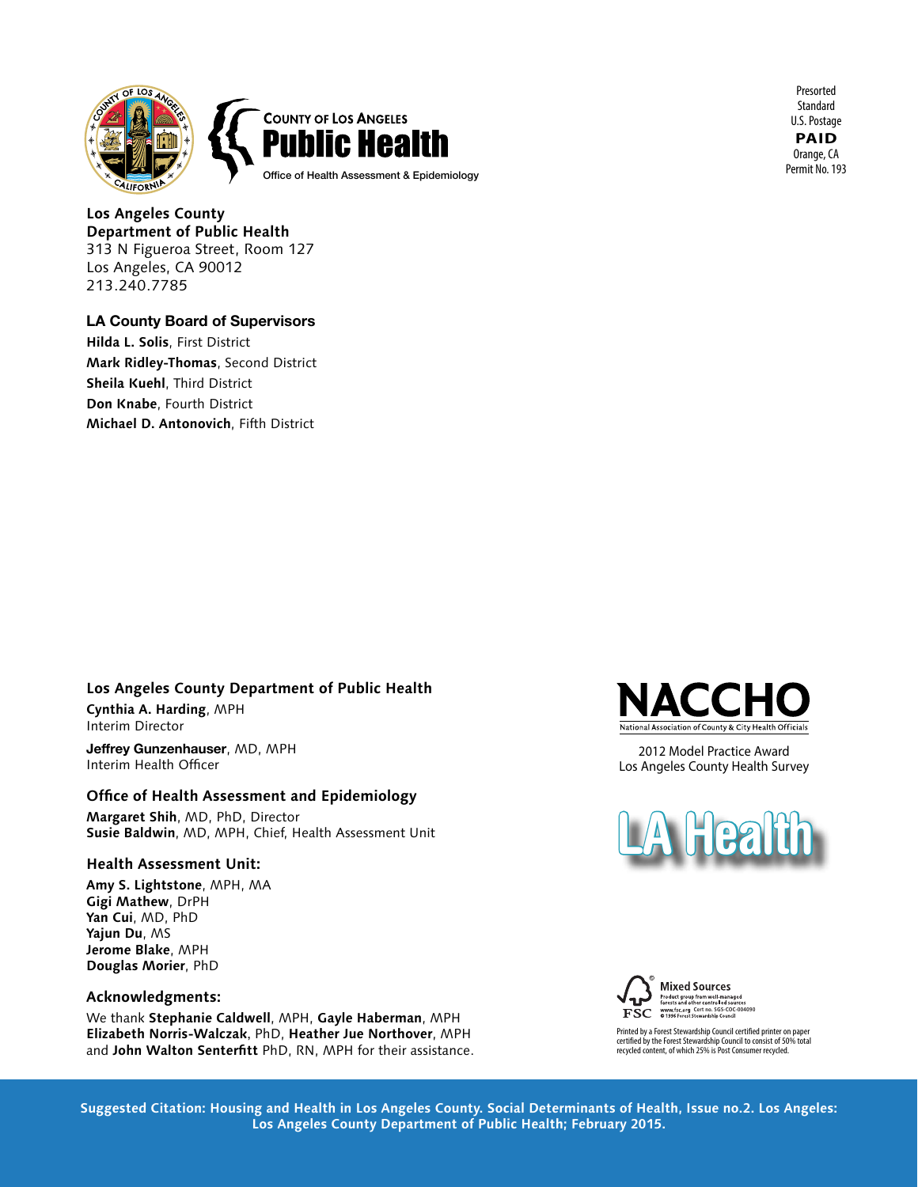COUNTY OF LOS ANGELES
**Public Health**
Office of Health Assessment & Epidemiology

Presorted
Standard
U.S. Postage
**PAID**
Orange, CA
Permit No. 193

**Los Angeles County**
**Department of Public Health**
313 N Figueroa Street, Room 127
Los Angeles, CA 90012
213.240.7785

### LA County Board of Supervisors

**Hilda L. Solis**, First District
**Mark Ridley-Thomas**, Second District
**Sheila Kuehl**, Third District
**Don Knabe**, Fourth District
**Michael D. Antonovich**, Fifth District

### Los Angeles County Department of Public Health

**Cynthia A. Harding**, MPH
Interim Director

**Jeffrey Gunzenhauser**, MD, MPH
Interim Health Officer

### Office of Health Assessment and Epidemiology

**Margaret Shih**, MD, PhD, Director
**Susie Baldwin**, MD, MPH, Chief, Health Assessment Unit

### Health Assessment Unit:

**Amy S. Lightstone**, MPH, MA
**Gigi Mathew**, DrPH
**Yan Cui**, MD, PhD
**Yajun Du**, MS
**Jerome Blake**, MPH
**Douglas Morier**, PhD

### Acknowledgments:

We thank **Stephanie Caldwell**, MPH, **Gayle Haberman**, MPH **Elizabeth Norris-Walczak**, PhD, **Heather Jue Northover**, MPH and **John Walton Senterfitt** PhD, RN, MPH for their assistance.

NACCHO
National Association of County & City Health Officials

2012 Model Practice Award
Los Angeles County Health Survey

LA Health

Mixed Sources
Product group from well-managed forests and other controlled sources
www.fsc.org Cert no. SGS-COC-004090
© 1996 Forest Stewardship Council

Printed by a Forest Stewardship Council certified printer on paper certified by the Forest Stewardship Council to consist of 50% total recycled content, of which 25% is Post Consumer recycled.

**Suggested Citation: Housing and Health in Los Angeles County. Social Determinants of Health, Issue no.2. Los Angeles: Los Angeles County Department of Public Health; February 2015.**